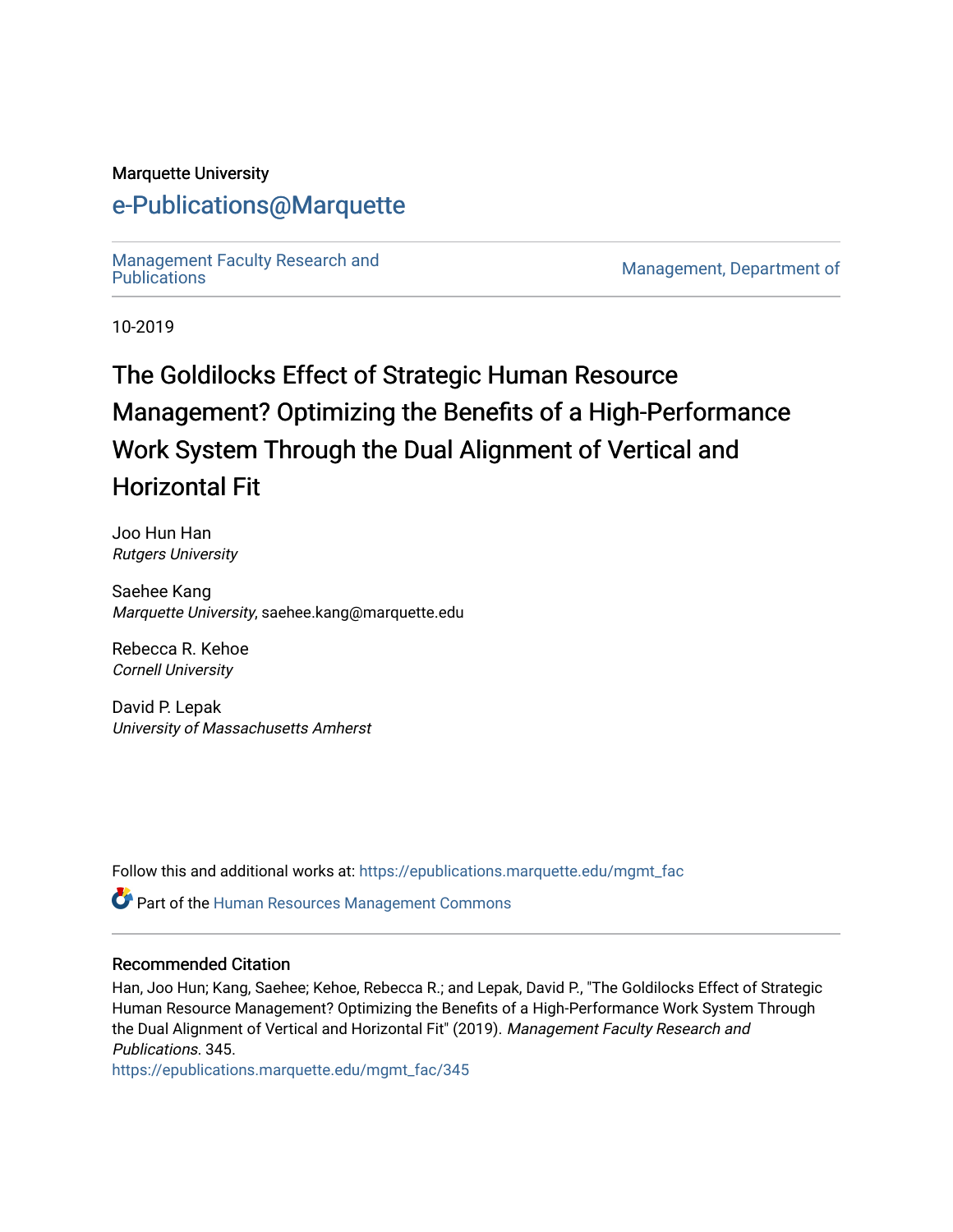Marquette University

# e-Publications@Marquette

Management Faculty Research and Publications

Management, Department of

10-2019

# The Goldilocks Effect of Strategic Human Resource Management? Optimizing the Benefits of a High-Performance Work System Through the Dual Alignment of Vertical and Horizontal Fit

Joo Hun Han
*Rutgers University*

Saehee Kang
*Marquette University*, saehee.kang@marquette.edu

Rebecca R. Kehoe
*Cornell University*

David P. Lepak
*University of Massachusetts Amherst*

Follow this and additional works at: https://epublications.marquette.edu/mgmt_fac

Part of the Human Resources Management Commons

### Recommended Citation

Han, Joo Hun; Kang, Saehee; Kehoe, Rebecca R.; and Lepak, David P., "The Goldilocks Effect of Strategic Human Resource Management? Optimizing the Benefits of a High-Performance Work System Through the Dual Alignment of Vertical and Horizontal Fit" (2019). *Management Faculty Research and Publications*. 345.
https://epublications.marquette.edu/mgmt_fac/345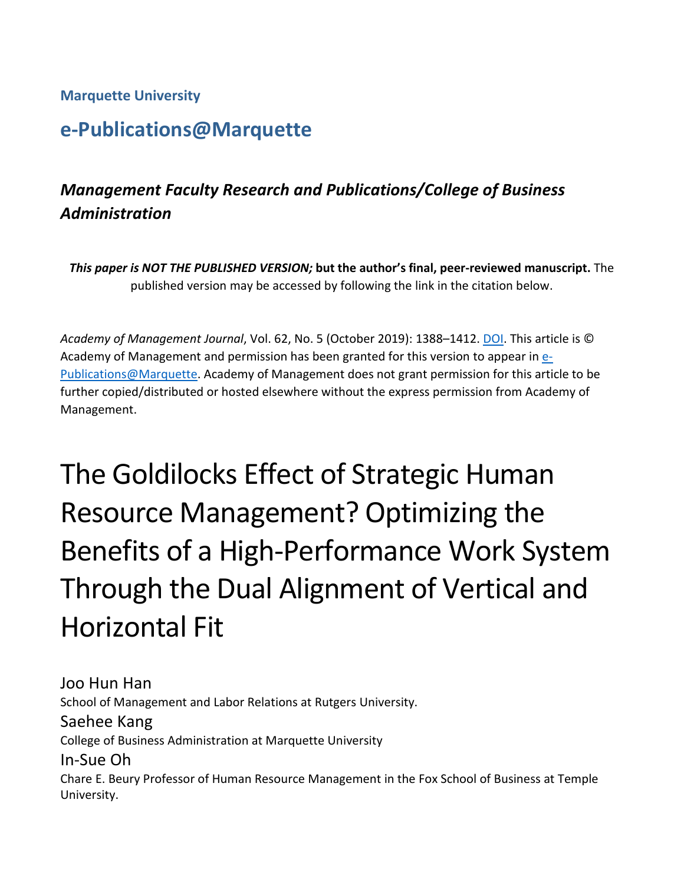Marquette University

# e-Publications@Marquette

***Management Faculty Research and Publications/College of Business Administration***

***This paper is NOT THE PUBLISHED VERSION;* but the author's final, peer-reviewed manuscript.** The published version may be accessed by following the link in the citation below.

*Academy of Management Journal*, Vol. 62, No. 5 (October 2019): 1388–1412. DOI. This article is © Academy of Management and permission has been granted for this version to appear in e-Publications@Marquette. Academy of Management does not grant permission for this article to be further copied/distributed or hosted elsewhere without the express permission from Academy of Management.

# The Goldilocks Effect of Strategic Human Resource Management? Optimizing the Benefits of a High-Performance Work System Through the Dual Alignment of Vertical and Horizontal Fit

Joo Hun Han
School of Management and Labor Relations at Rutgers University.

Saehee Kang
College of Business Administration at Marquette University

In-Sue Oh
Chare E. Beury Professor of Human Resource Management in the Fox School of Business at Temple University.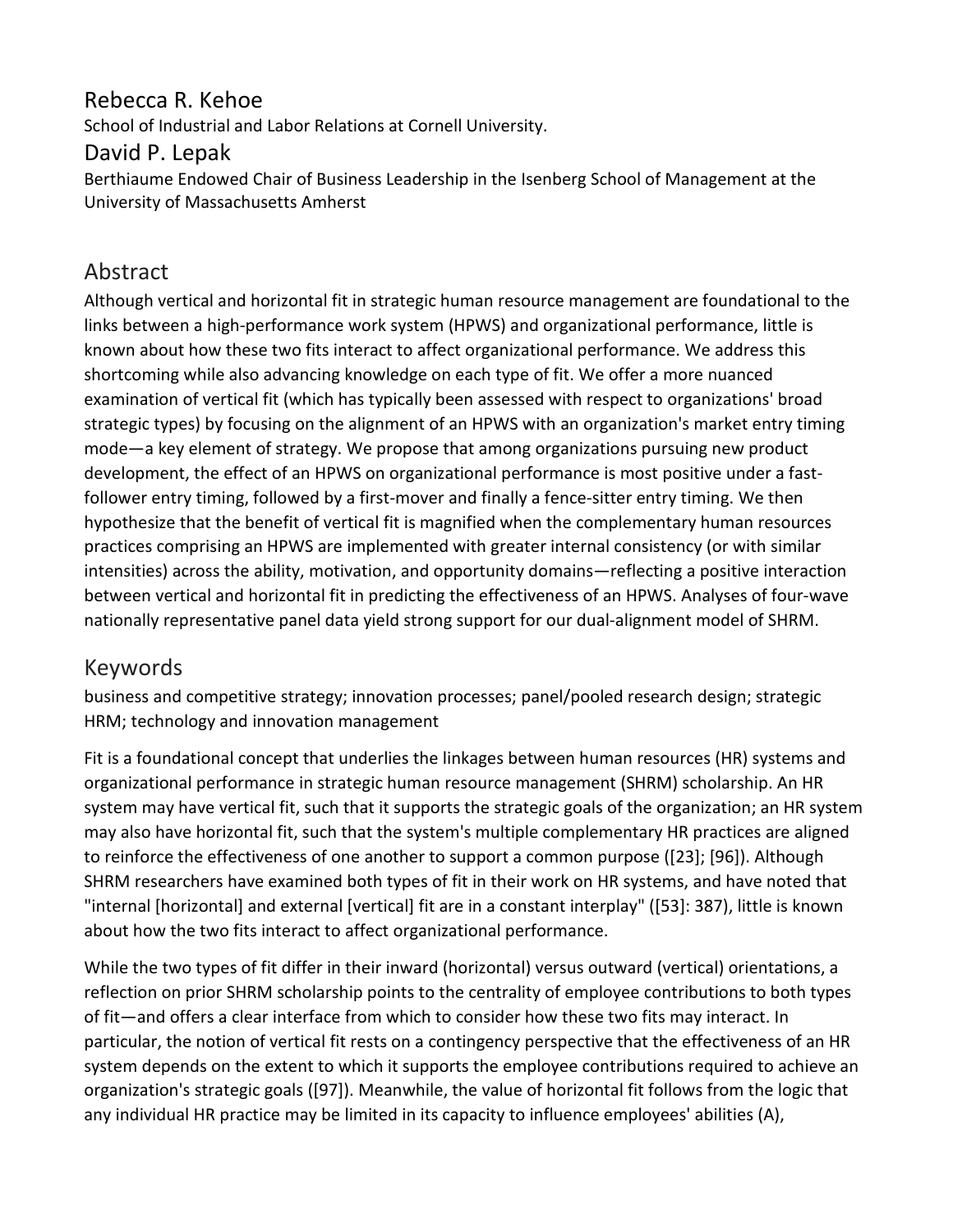## Rebecca R. Kehoe

School of Industrial and Labor Relations at Cornell University.

## David P. Lepak

Berthiaume Endowed Chair of Business Leadership in the Isenberg School of Management at the University of Massachusetts Amherst

## Abstract

Although vertical and horizontal fit in strategic human resource management are foundational to the links between a high-performance work system (HPWS) and organizational performance, little is known about how these two fits interact to affect organizational performance. We address this shortcoming while also advancing knowledge on each type of fit. We offer a more nuanced examination of vertical fit (which has typically been assessed with respect to organizations' broad strategic types) by focusing on the alignment of an HPWS with an organization's market entry timing mode—a key element of strategy. We propose that among organizations pursuing new product development, the effect of an HPWS on organizational performance is most positive under a fast-follower entry timing, followed by a first-mover and finally a fence-sitter entry timing. We then hypothesize that the benefit of vertical fit is magnified when the complementary human resources practices comprising an HPWS are implemented with greater internal consistency (or with similar intensities) across the ability, motivation, and opportunity domains—reflecting a positive interaction between vertical and horizontal fit in predicting the effectiveness of an HPWS. Analyses of four-wave nationally representative panel data yield strong support for our dual-alignment model of SHRM.

## Keywords

business and competitive strategy; innovation processes; panel/pooled research design; strategic HRM; technology and innovation management

Fit is a foundational concept that underlies the linkages between human resources (HR) systems and organizational performance in strategic human resource management (SHRM) scholarship. An HR system may have vertical fit, such that it supports the strategic goals of the organization; an HR system may also have horizontal fit, such that the system's multiple complementary HR practices are aligned to reinforce the effectiveness of one another to support a common purpose ([23]; [96]). Although SHRM researchers have examined both types of fit in their work on HR systems, and have noted that "internal [horizontal] and external [vertical] fit are in a constant interplay" ([53]: 387), little is known about how the two fits interact to affect organizational performance.

While the two types of fit differ in their inward (horizontal) versus outward (vertical) orientations, a reflection on prior SHRM scholarship points to the centrality of employee contributions to both types of fit—and offers a clear interface from which to consider how these two fits may interact. In particular, the notion of vertical fit rests on a contingency perspective that the effectiveness of an HR system depends on the extent to which it supports the employee contributions required to achieve an organization's strategic goals ([97]). Meanwhile, the value of horizontal fit follows from the logic that any individual HR practice may be limited in its capacity to influence employees' abilities (A),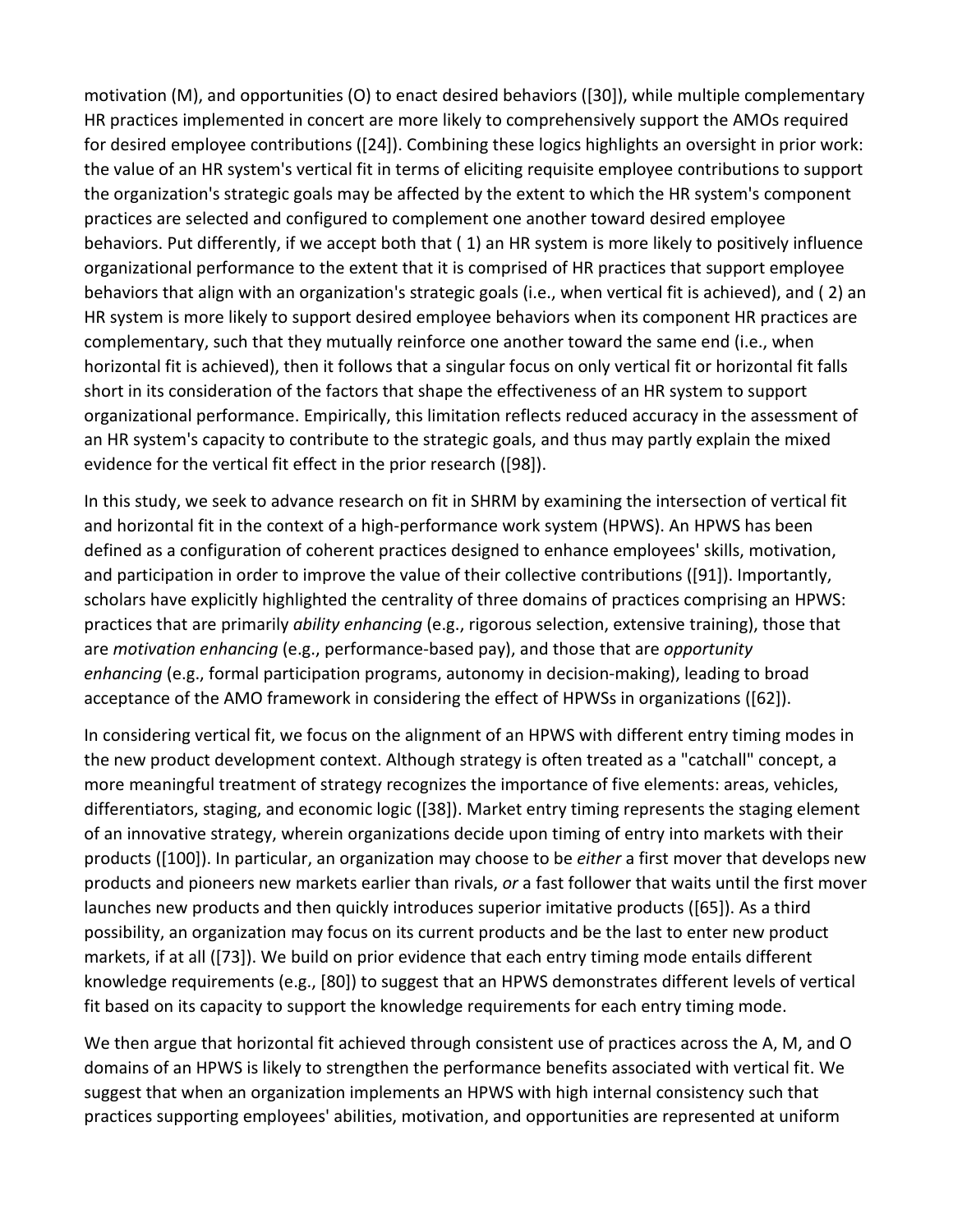motivation (M), and opportunities (O) to enact desired behaviors ([30]), while multiple complementary HR practices implemented in concert are more likely to comprehensively support the AMOs required for desired employee contributions ([24]). Combining these logics highlights an oversight in prior work: the value of an HR system's vertical fit in terms of eliciting requisite employee contributions to support the organization's strategic goals may be affected by the extent to which the HR system's component practices are selected and configured to complement one another toward desired employee behaviors. Put differently, if we accept both that ( 1) an HR system is more likely to positively influence organizational performance to the extent that it is comprised of HR practices that support employee behaviors that align with an organization's strategic goals (i.e., when vertical fit is achieved), and ( 2) an HR system is more likely to support desired employee behaviors when its component HR practices are complementary, such that they mutually reinforce one another toward the same end (i.e., when horizontal fit is achieved), then it follows that a singular focus on only vertical fit or horizontal fit falls short in its consideration of the factors that shape the effectiveness of an HR system to support organizational performance. Empirically, this limitation reflects reduced accuracy in the assessment of an HR system's capacity to contribute to the strategic goals, and thus may partly explain the mixed evidence for the vertical fit effect in the prior research ([98]).

In this study, we seek to advance research on fit in SHRM by examining the intersection of vertical fit and horizontal fit in the context of a high-performance work system (HPWS). An HPWS has been defined as a configuration of coherent practices designed to enhance employees' skills, motivation, and participation in order to improve the value of their collective contributions ([91]). Importantly, scholars have explicitly highlighted the centrality of three domains of practices comprising an HPWS: practices that are primarily *ability enhancing* (e.g., rigorous selection, extensive training), those that are *motivation enhancing* (e.g., performance-based pay), and those that are *opportunity enhancing* (e.g., formal participation programs, autonomy in decision-making), leading to broad acceptance of the AMO framework in considering the effect of HPWSs in organizations ([62]).

In considering vertical fit, we focus on the alignment of an HPWS with different entry timing modes in the new product development context. Although strategy is often treated as a "catchall" concept, a more meaningful treatment of strategy recognizes the importance of five elements: areas, vehicles, differentiators, staging, and economic logic ([38]). Market entry timing represents the staging element of an innovative strategy, wherein organizations decide upon timing of entry into markets with their products ([100]). In particular, an organization may choose to be *either* a first mover that develops new products and pioneers new markets earlier than rivals, *or* a fast follower that waits until the first mover launches new products and then quickly introduces superior imitative products ([65]). As a third possibility, an organization may focus on its current products and be the last to enter new product markets, if at all ([73]). We build on prior evidence that each entry timing mode entails different knowledge requirements (e.g., [80]) to suggest that an HPWS demonstrates different levels of vertical fit based on its capacity to support the knowledge requirements for each entry timing mode.

We then argue that horizontal fit achieved through consistent use of practices across the A, M, and O domains of an HPWS is likely to strengthen the performance benefits associated with vertical fit. We suggest that when an organization implements an HPWS with high internal consistency such that practices supporting employees' abilities, motivation, and opportunities are represented at uniform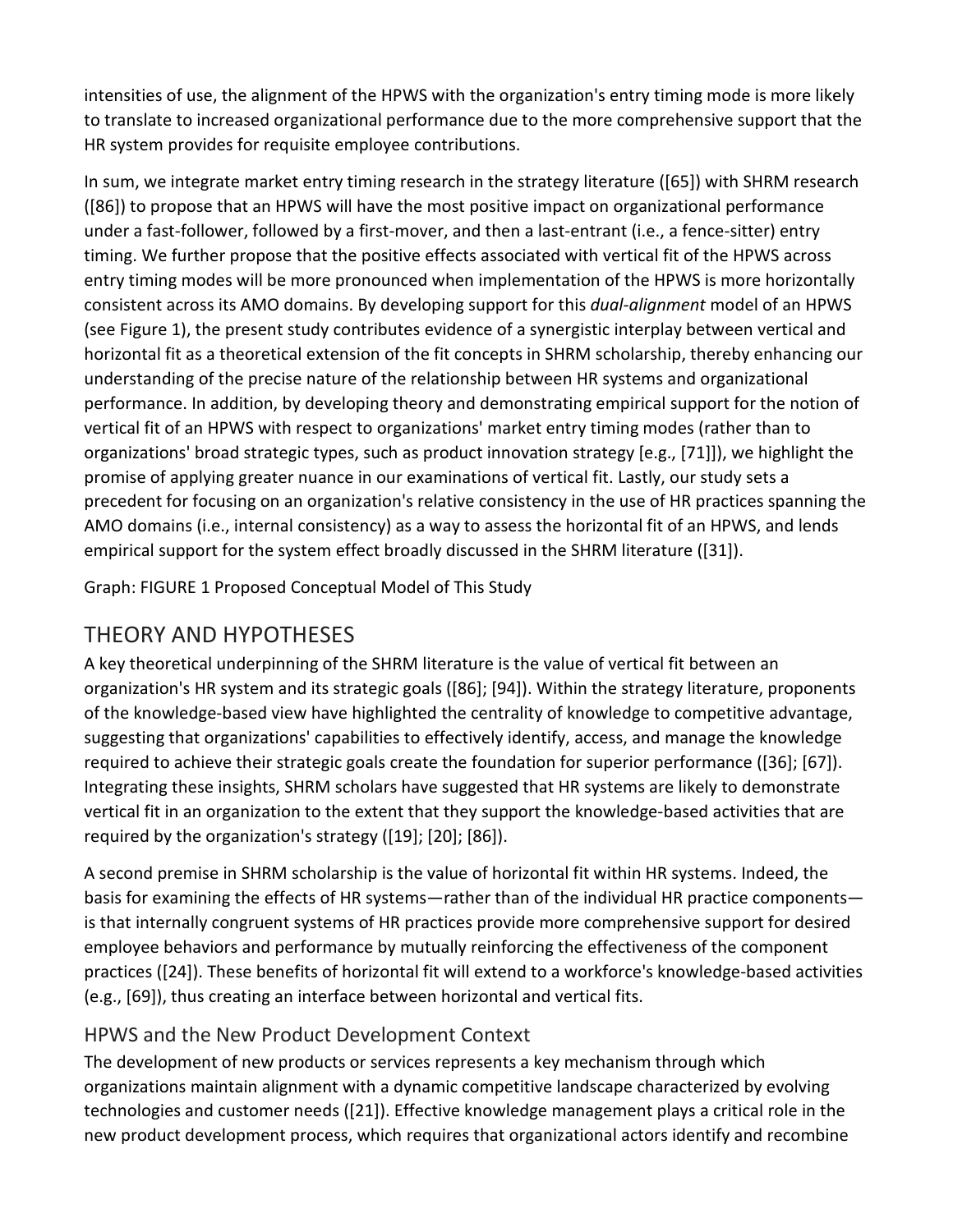intensities of use, the alignment of the HPWS with the organization's entry timing mode is more likely to translate to increased organizational performance due to the more comprehensive support that the HR system provides for requisite employee contributions.

In sum, we integrate market entry timing research in the strategy literature ([65]) with SHRM research ([86]) to propose that an HPWS will have the most positive impact on organizational performance under a fast-follower, followed by a first-mover, and then a last-entrant (i.e., a fence-sitter) entry timing. We further propose that the positive effects associated with vertical fit of the HPWS across entry timing modes will be more pronounced when implementation of the HPWS is more horizontally consistent across its AMO domains. By developing support for this *dual-alignment* model of an HPWS (see Figure 1), the present study contributes evidence of a synergistic interplay between vertical and horizontal fit as a theoretical extension of the fit concepts in SHRM scholarship, thereby enhancing our understanding of the precise nature of the relationship between HR systems and organizational performance. In addition, by developing theory and demonstrating empirical support for the notion of vertical fit of an HPWS with respect to organizations' market entry timing modes (rather than to organizations' broad strategic types, such as product innovation strategy [e.g., [71]]), we highlight the promise of applying greater nuance in our examinations of vertical fit. Lastly, our study sets a precedent for focusing on an organization's relative consistency in the use of HR practices spanning the AMO domains (i.e., internal consistency) as a way to assess the horizontal fit of an HPWS, and lends empirical support for the system effect broadly discussed in the SHRM literature ([31]).

Graph: FIGURE 1 Proposed Conceptual Model of This Study

## THEORY AND HYPOTHESES

A key theoretical underpinning of the SHRM literature is the value of vertical fit between an organization's HR system and its strategic goals ([86]; [94]). Within the strategy literature, proponents of the knowledge-based view have highlighted the centrality of knowledge to competitive advantage, suggesting that organizations' capabilities to effectively identify, access, and manage the knowledge required to achieve their strategic goals create the foundation for superior performance ([36]; [67]). Integrating these insights, SHRM scholars have suggested that HR systems are likely to demonstrate vertical fit in an organization to the extent that they support the knowledge-based activities that are required by the organization's strategy ([19]; [20]; [86]).

A second premise in SHRM scholarship is the value of horizontal fit within HR systems. Indeed, the basis for examining the effects of HR systems—rather than of the individual HR practice components—is that internally congruent systems of HR practices provide more comprehensive support for desired employee behaviors and performance by mutually reinforcing the effectiveness of the component practices ([24]). These benefits of horizontal fit will extend to a workforce's knowledge-based activities (e.g., [69]), thus creating an interface between horizontal and vertical fits.

### HPWS and the New Product Development Context

The development of new products or services represents a key mechanism through which organizations maintain alignment with a dynamic competitive landscape characterized by evolving technologies and customer needs ([21]). Effective knowledge management plays a critical role in the new product development process, which requires that organizational actors identify and recombine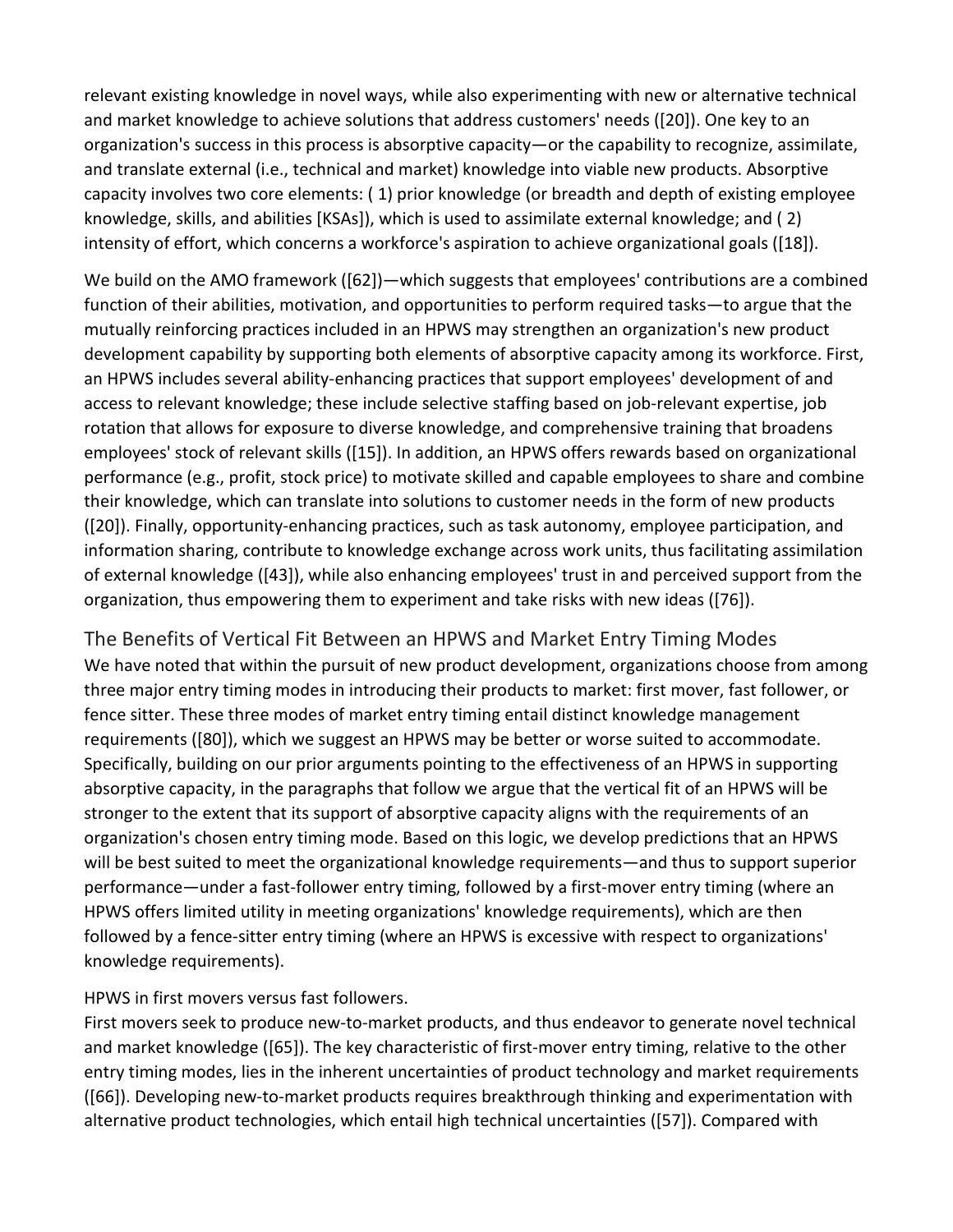relevant existing knowledge in novel ways, while also experimenting with new or alternative technical and market knowledge to achieve solutions that address customers' needs ([20]). One key to an organization's success in this process is absorptive capacity—or the capability to recognize, assimilate, and translate external (i.e., technical and market) knowledge into viable new products. Absorptive capacity involves two core elements: ( 1) prior knowledge (or breadth and depth of existing employee knowledge, skills, and abilities [KSAs]), which is used to assimilate external knowledge; and ( 2) intensity of effort, which concerns a workforce's aspiration to achieve organizational goals ([18]).

We build on the AMO framework ([62])—which suggests that employees' contributions are a combined function of their abilities, motivation, and opportunities to perform required tasks—to argue that the mutually reinforcing practices included in an HPWS may strengthen an organization's new product development capability by supporting both elements of absorptive capacity among its workforce. First, an HPWS includes several ability-enhancing practices that support employees' development of and access to relevant knowledge; these include selective staffing based on job-relevant expertise, job rotation that allows for exposure to diverse knowledge, and comprehensive training that broadens employees' stock of relevant skills ([15]). In addition, an HPWS offers rewards based on organizational performance (e.g., profit, stock price) to motivate skilled and capable employees to share and combine their knowledge, which can translate into solutions to customer needs in the form of new products ([20]). Finally, opportunity-enhancing practices, such as task autonomy, employee participation, and information sharing, contribute to knowledge exchange across work units, thus facilitating assimilation of external knowledge ([43]), while also enhancing employees' trust in and perceived support from the organization, thus empowering them to experiment and take risks with new ideas ([76]).

## The Benefits of Vertical Fit Between an HPWS and Market Entry Timing Modes

We have noted that within the pursuit of new product development, organizations choose from among three major entry timing modes in introducing their products to market: first mover, fast follower, or fence sitter. These three modes of market entry timing entail distinct knowledge management requirements ([80]), which we suggest an HPWS may be better or worse suited to accommodate. Specifically, building on our prior arguments pointing to the effectiveness of an HPWS in supporting absorptive capacity, in the paragraphs that follow we argue that the vertical fit of an HPWS will be stronger to the extent that its support of absorptive capacity aligns with the requirements of an organization's chosen entry timing mode. Based on this logic, we develop predictions that an HPWS will be best suited to meet the organizational knowledge requirements—and thus to support superior performance—under a fast-follower entry timing, followed by a first-mover entry timing (where an HPWS offers limited utility in meeting organizations' knowledge requirements), which are then followed by a fence-sitter entry timing (where an HPWS is excessive with respect to organizations' knowledge requirements).

### HPWS in first movers versus fast followers.

First movers seek to produce new-to-market products, and thus endeavor to generate novel technical and market knowledge ([65]). The key characteristic of first-mover entry timing, relative to the other entry timing modes, lies in the inherent uncertainties of product technology and market requirements ([66]). Developing new-to-market products requires breakthrough thinking and experimentation with alternative product technologies, which entail high technical uncertainties ([57]). Compared with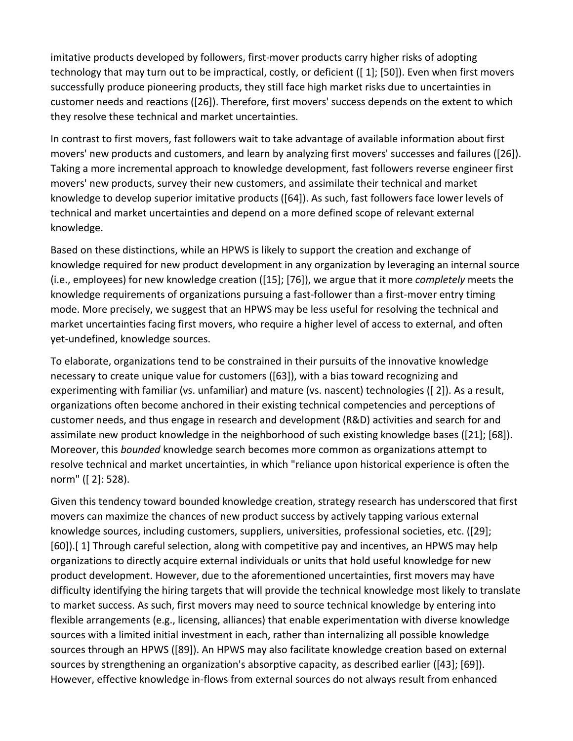imitative products developed by followers, first-mover products carry higher risks of adopting technology that may turn out to be impractical, costly, or deficient ([ 1]; [50]). Even when first movers successfully produce pioneering products, they still face high market risks due to uncertainties in customer needs and reactions ([26]). Therefore, first movers' success depends on the extent to which they resolve these technical and market uncertainties.

In contrast to first movers, fast followers wait to take advantage of available information about first movers' new products and customers, and learn by analyzing first movers' successes and failures ([26]). Taking a more incremental approach to knowledge development, fast followers reverse engineer first movers' new products, survey their new customers, and assimilate their technical and market knowledge to develop superior imitative products ([64]). As such, fast followers face lower levels of technical and market uncertainties and depend on a more defined scope of relevant external knowledge.

Based on these distinctions, while an HPWS is likely to support the creation and exchange of knowledge required for new product development in any organization by leveraging an internal source (i.e., employees) for new knowledge creation ([15]; [76]), we argue that it more *completely* meets the knowledge requirements of organizations pursuing a fast-follower than a first-mover entry timing mode. More precisely, we suggest that an HPWS may be less useful for resolving the technical and market uncertainties facing first movers, who require a higher level of access to external, and often yet-undefined, knowledge sources.

To elaborate, organizations tend to be constrained in their pursuits of the innovative knowledge necessary to create unique value for customers ([63]), with a bias toward recognizing and experimenting with familiar (vs. unfamiliar) and mature (vs. nascent) technologies ([ 2]). As a result, organizations often become anchored in their existing technical competencies and perceptions of customer needs, and thus engage in research and development (R&D) activities and search for and assimilate new product knowledge in the neighborhood of such existing knowledge bases ([21]; [68]). Moreover, this *bounded* knowledge search becomes more common as organizations attempt to resolve technical and market uncertainties, in which "reliance upon historical experience is often the norm" ([ 2]: 528).

Given this tendency toward bounded knowledge creation, strategy research has underscored that first movers can maximize the chances of new product success by actively tapping various external knowledge sources, including customers, suppliers, universities, professional societies, etc. ([29]; [60]).[ 1] Through careful selection, along with competitive pay and incentives, an HPWS may help organizations to directly acquire external individuals or units that hold useful knowledge for new product development. However, due to the aforementioned uncertainties, first movers may have difficulty identifying the hiring targets that will provide the technical knowledge most likely to translate to market success. As such, first movers may need to source technical knowledge by entering into flexible arrangements (e.g., licensing, alliances) that enable experimentation with diverse knowledge sources with a limited initial investment in each, rather than internalizing all possible knowledge sources through an HPWS ([89]). An HPWS may also facilitate knowledge creation based on external sources by strengthening an organization's absorptive capacity, as described earlier ([43]; [69]). However, effective knowledge in-flows from external sources do not always result from enhanced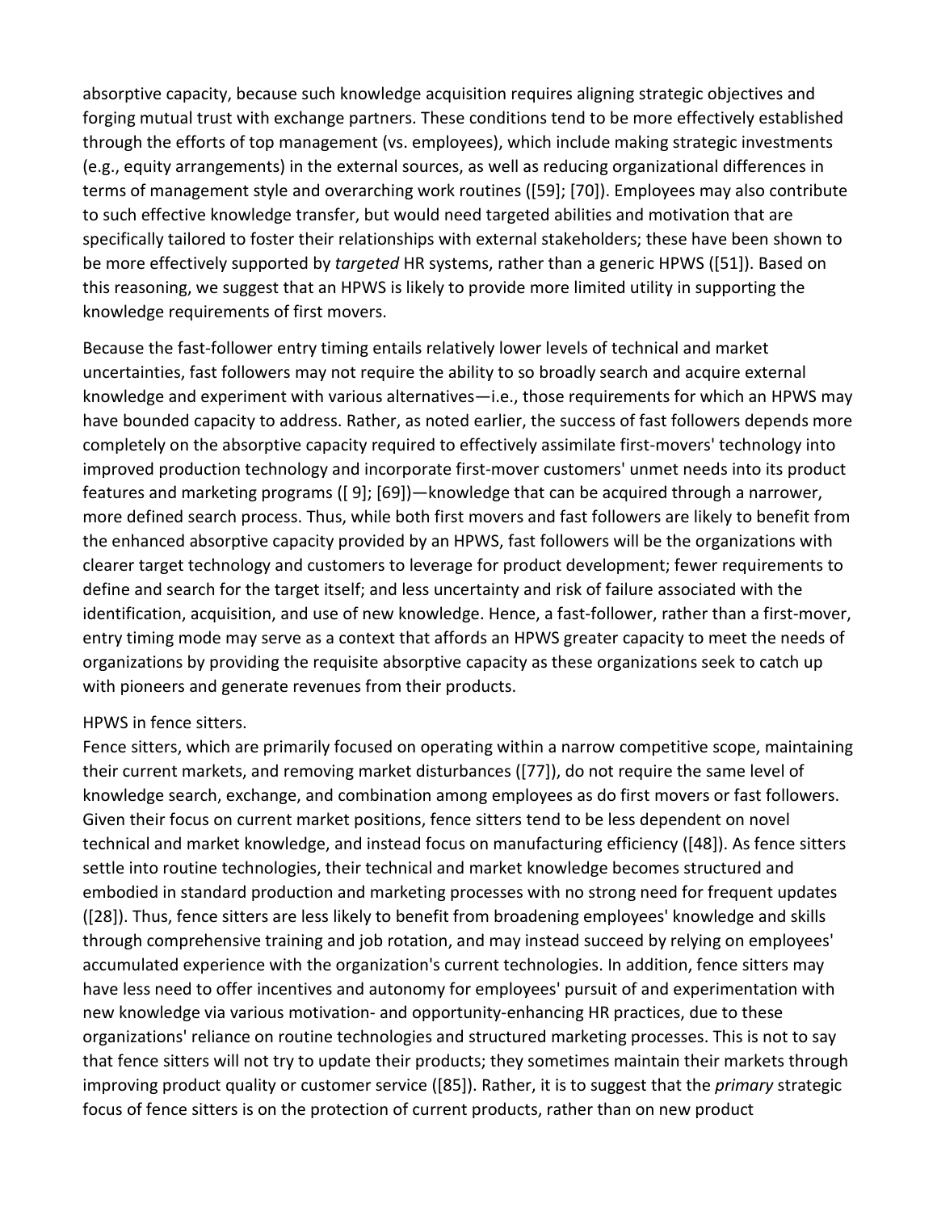absorptive capacity, because such knowledge acquisition requires aligning strategic objectives and forging mutual trust with exchange partners. These conditions tend to be more effectively established through the efforts of top management (vs. employees), which include making strategic investments (e.g., equity arrangements) in the external sources, as well as reducing organizational differences in terms of management style and overarching work routines ([59]; [70]). Employees may also contribute to such effective knowledge transfer, but would need targeted abilities and motivation that are specifically tailored to foster their relationships with external stakeholders; these have been shown to be more effectively supported by *targeted* HR systems, rather than a generic HPWS ([51]). Based on this reasoning, we suggest that an HPWS is likely to provide more limited utility in supporting the knowledge requirements of first movers.

Because the fast-follower entry timing entails relatively lower levels of technical and market uncertainties, fast followers may not require the ability to so broadly search and acquire external knowledge and experiment with various alternatives—i.e., those requirements for which an HPWS may have bounded capacity to address. Rather, as noted earlier, the success of fast followers depends more completely on the absorptive capacity required to effectively assimilate first-movers' technology into improved production technology and incorporate first-mover customers' unmet needs into its product features and marketing programs ([ 9]; [69])—knowledge that can be acquired through a narrower, more defined search process. Thus, while both first movers and fast followers are likely to benefit from the enhanced absorptive capacity provided by an HPWS, fast followers will be the organizations with clearer target technology and customers to leverage for product development; fewer requirements to define and search for the target itself; and less uncertainty and risk of failure associated with the identification, acquisition, and use of new knowledge. Hence, a fast-follower, rather than a first-mover, entry timing mode may serve as a context that affords an HPWS greater capacity to meet the needs of organizations by providing the requisite absorptive capacity as these organizations seek to catch up with pioneers and generate revenues from their products.

HPWS in fence sitters.

Fence sitters, which are primarily focused on operating within a narrow competitive scope, maintaining their current markets, and removing market disturbances ([77]), do not require the same level of knowledge search, exchange, and combination among employees as do first movers or fast followers. Given their focus on current market positions, fence sitters tend to be less dependent on novel technical and market knowledge, and instead focus on manufacturing efficiency ([48]). As fence sitters settle into routine technologies, their technical and market knowledge becomes structured and embodied in standard production and marketing processes with no strong need for frequent updates ([28]). Thus, fence sitters are less likely to benefit from broadening employees' knowledge and skills through comprehensive training and job rotation, and may instead succeed by relying on employees' accumulated experience with the organization's current technologies. In addition, fence sitters may have less need to offer incentives and autonomy for employees' pursuit of and experimentation with new knowledge via various motivation- and opportunity-enhancing HR practices, due to these organizations' reliance on routine technologies and structured marketing processes. This is not to say that fence sitters will not try to update their products; they sometimes maintain their markets through improving product quality or customer service ([85]). Rather, it is to suggest that the *primary* strategic focus of fence sitters is on the protection of current products, rather than on new product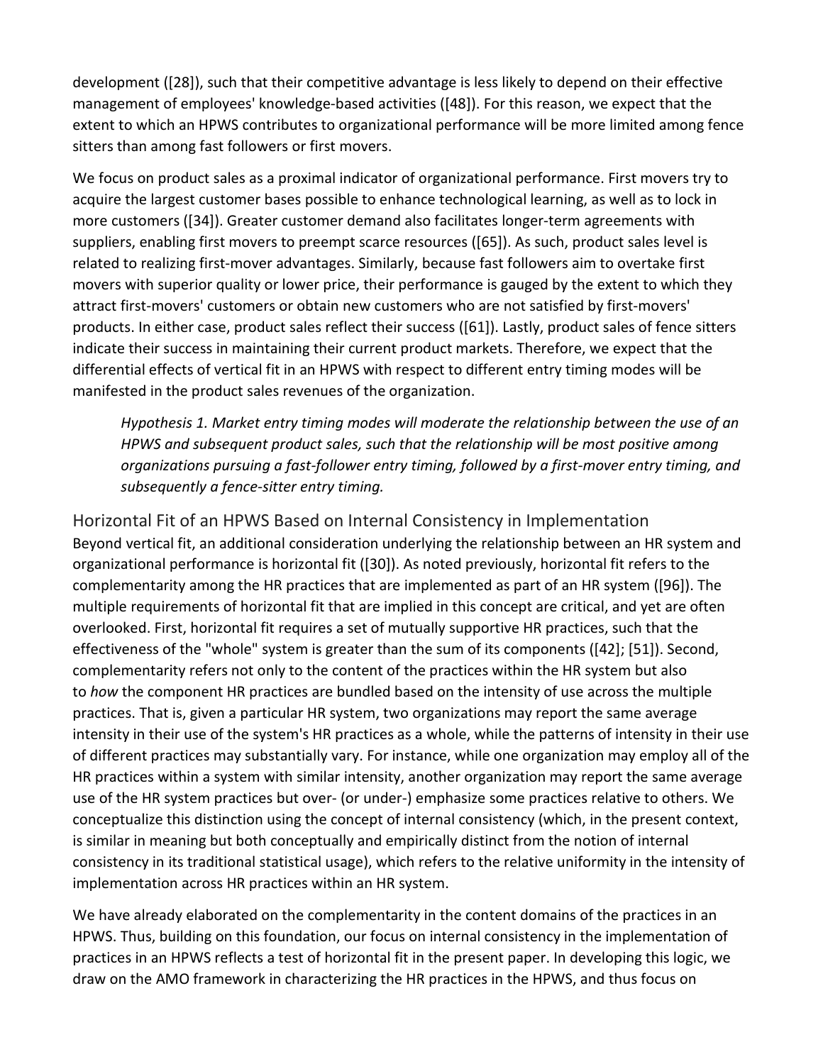development ([28]), such that their competitive advantage is less likely to depend on their effective management of employees' knowledge-based activities ([48]). For this reason, we expect that the extent to which an HPWS contributes to organizational performance will be more limited among fence sitters than among fast followers or first movers.

We focus on product sales as a proximal indicator of organizational performance. First movers try to acquire the largest customer bases possible to enhance technological learning, as well as to lock in more customers ([34]). Greater customer demand also facilitates longer-term agreements with suppliers, enabling first movers to preempt scarce resources ([65]). As such, product sales level is related to realizing first-mover advantages. Similarly, because fast followers aim to overtake first movers with superior quality or lower price, their performance is gauged by the extent to which they attract first-movers' customers or obtain new customers who are not satisfied by first-movers' products. In either case, product sales reflect their success ([61]). Lastly, product sales of fence sitters indicate their success in maintaining their current product markets. Therefore, we expect that the differential effects of vertical fit in an HPWS with respect to different entry timing modes will be manifested in the product sales revenues of the organization.

> *Hypothesis 1. Market entry timing modes will moderate the relationship between the use of an HPWS and subsequent product sales, such that the relationship will be most positive among organizations pursuing a fast-follower entry timing, followed by a first-mover entry timing, and subsequently a fence-sitter entry timing.*

## Horizontal Fit of an HPWS Based on Internal Consistency in Implementation

Beyond vertical fit, an additional consideration underlying the relationship between an HR system and organizational performance is horizontal fit ([30]). As noted previously, horizontal fit refers to the complementarity among the HR practices that are implemented as part of an HR system ([96]). The multiple requirements of horizontal fit that are implied in this concept are critical, and yet are often overlooked. First, horizontal fit requires a set of mutually supportive HR practices, such that the effectiveness of the "whole" system is greater than the sum of its components ([42]; [51]). Second, complementarity refers not only to the content of the practices within the HR system but also to *how* the component HR practices are bundled based on the intensity of use across the multiple practices. That is, given a particular HR system, two organizations may report the same average intensity in their use of the system's HR practices as a whole, while the patterns of intensity in their use of different practices may substantially vary. For instance, while one organization may employ all of the HR practices within a system with similar intensity, another organization may report the same average use of the HR system practices but over- (or under-) emphasize some practices relative to others. We conceptualize this distinction using the concept of internal consistency (which, in the present context, is similar in meaning but both conceptually and empirically distinct from the notion of internal consistency in its traditional statistical usage), which refers to the relative uniformity in the intensity of implementation across HR practices within an HR system.

We have already elaborated on the complementarity in the content domains of the practices in an HPWS. Thus, building on this foundation, our focus on internal consistency in the implementation of practices in an HPWS reflects a test of horizontal fit in the present paper. In developing this logic, we draw on the AMO framework in characterizing the HR practices in the HPWS, and thus focus on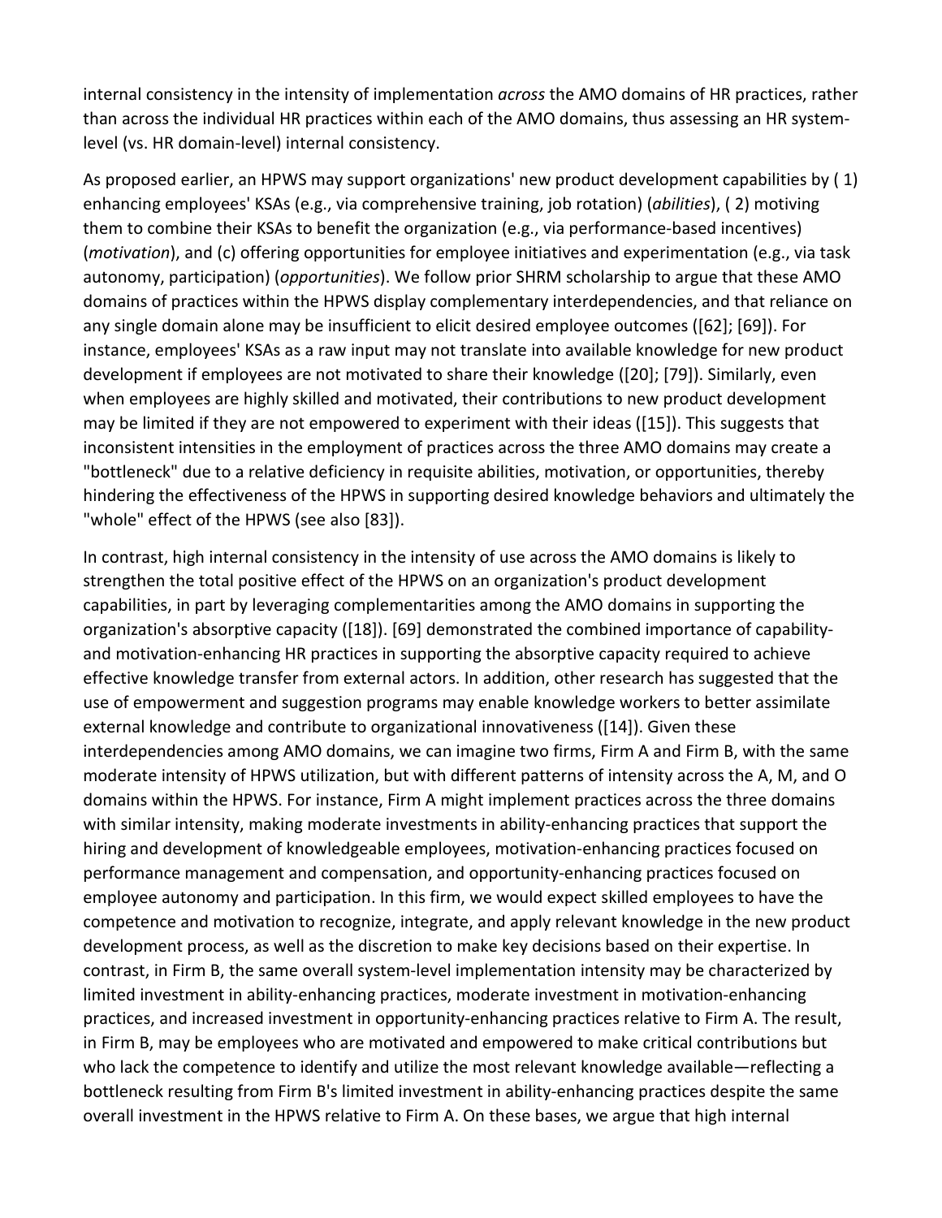internal consistency in the intensity of implementation *across* the AMO domains of HR practices, rather than across the individual HR practices within each of the AMO domains, thus assessing an HR system-level (vs. HR domain-level) internal consistency.

As proposed earlier, an HPWS may support organizations' new product development capabilities by ( 1) enhancing employees' KSAs (e.g., via comprehensive training, job rotation) (*abilities*), ( 2) motiving them to combine their KSAs to benefit the organization (e.g., via performance-based incentives) (*motivation*), and (c) offering opportunities for employee initiatives and experimentation (e.g., via task autonomy, participation) (*opportunities*). We follow prior SHRM scholarship to argue that these AMO domains of practices within the HPWS display complementary interdependencies, and that reliance on any single domain alone may be insufficient to elicit desired employee outcomes ([62]; [69]). For instance, employees' KSAs as a raw input may not translate into available knowledge for new product development if employees are not motivated to share their knowledge ([20]; [79]). Similarly, even when employees are highly skilled and motivated, their contributions to new product development may be limited if they are not empowered to experiment with their ideas ([15]). This suggests that inconsistent intensities in the employment of practices across the three AMO domains may create a "bottleneck" due to a relative deficiency in requisite abilities, motivation, or opportunities, thereby hindering the effectiveness of the HPWS in supporting desired knowledge behaviors and ultimately the "whole" effect of the HPWS (see also [83]).

In contrast, high internal consistency in the intensity of use across the AMO domains is likely to strengthen the total positive effect of the HPWS on an organization's product development capabilities, in part by leveraging complementarities among the AMO domains in supporting the organization's absorptive capacity ([18]). [69] demonstrated the combined importance of capability- and motivation-enhancing HR practices in supporting the absorptive capacity required to achieve effective knowledge transfer from external actors. In addition, other research has suggested that the use of empowerment and suggestion programs may enable knowledge workers to better assimilate external knowledge and contribute to organizational innovativeness ([14]). Given these interdependencies among AMO domains, we can imagine two firms, Firm A and Firm B, with the same moderate intensity of HPWS utilization, but with different patterns of intensity across the A, M, and O domains within the HPWS. For instance, Firm A might implement practices across the three domains with similar intensity, making moderate investments in ability-enhancing practices that support the hiring and development of knowledgeable employees, motivation-enhancing practices focused on performance management and compensation, and opportunity-enhancing practices focused on employee autonomy and participation. In this firm, we would expect skilled employees to have the competence and motivation to recognize, integrate, and apply relevant knowledge in the new product development process, as well as the discretion to make key decisions based on their expertise. In contrast, in Firm B, the same overall system-level implementation intensity may be characterized by limited investment in ability-enhancing practices, moderate investment in motivation-enhancing practices, and increased investment in opportunity-enhancing practices relative to Firm A. The result, in Firm B, may be employees who are motivated and empowered to make critical contributions but who lack the competence to identify and utilize the most relevant knowledge available—reflecting a bottleneck resulting from Firm B's limited investment in ability-enhancing practices despite the same overall investment in the HPWS relative to Firm A. On these bases, we argue that high internal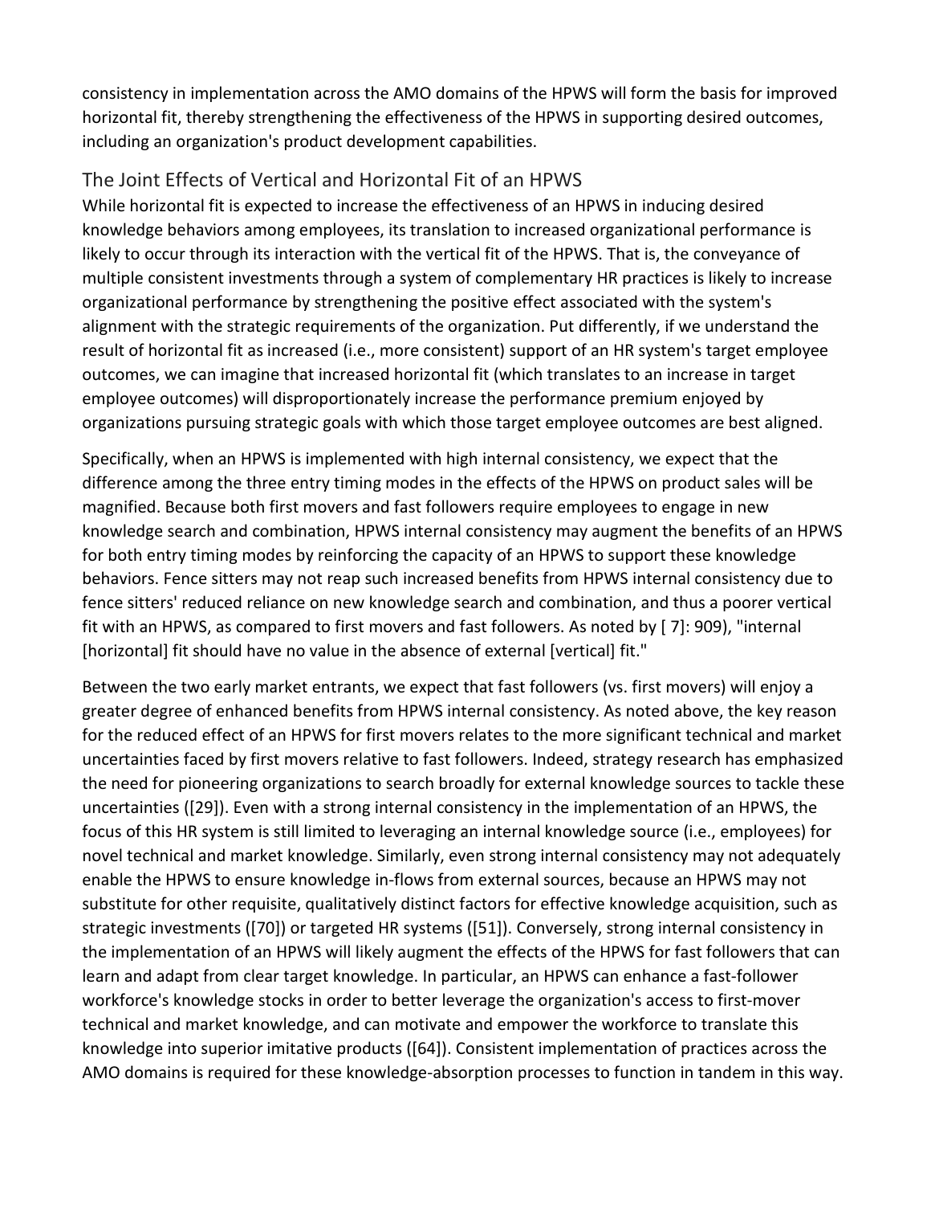consistency in implementation across the AMO domains of the HPWS will form the basis for improved horizontal fit, thereby strengthening the effectiveness of the HPWS in supporting desired outcomes, including an organization's product development capabilities.

## The Joint Effects of Vertical and Horizontal Fit of an HPWS

While horizontal fit is expected to increase the effectiveness of an HPWS in inducing desired knowledge behaviors among employees, its translation to increased organizational performance is likely to occur through its interaction with the vertical fit of the HPWS. That is, the conveyance of multiple consistent investments through a system of complementary HR practices is likely to increase organizational performance by strengthening the positive effect associated with the system's alignment with the strategic requirements of the organization. Put differently, if we understand the result of horizontal fit as increased (i.e., more consistent) support of an HR system's target employee outcomes, we can imagine that increased horizontal fit (which translates to an increase in target employee outcomes) will disproportionately increase the performance premium enjoyed by organizations pursuing strategic goals with which those target employee outcomes are best aligned.

Specifically, when an HPWS is implemented with high internal consistency, we expect that the difference among the three entry timing modes in the effects of the HPWS on product sales will be magnified. Because both first movers and fast followers require employees to engage in new knowledge search and combination, HPWS internal consistency may augment the benefits of an HPWS for both entry timing modes by reinforcing the capacity of an HPWS to support these knowledge behaviors. Fence sitters may not reap such increased benefits from HPWS internal consistency due to fence sitters' reduced reliance on new knowledge search and combination, and thus a poorer vertical fit with an HPWS, as compared to first movers and fast followers. As noted by [ 7]: 909), "internal [horizontal] fit should have no value in the absence of external [vertical] fit."

Between the two early market entrants, we expect that fast followers (vs. first movers) will enjoy a greater degree of enhanced benefits from HPWS internal consistency. As noted above, the key reason for the reduced effect of an HPWS for first movers relates to the more significant technical and market uncertainties faced by first movers relative to fast followers. Indeed, strategy research has emphasized the need for pioneering organizations to search broadly for external knowledge sources to tackle these uncertainties ([29]). Even with a strong internal consistency in the implementation of an HPWS, the focus of this HR system is still limited to leveraging an internal knowledge source (i.e., employees) for novel technical and market knowledge. Similarly, even strong internal consistency may not adequately enable the HPWS to ensure knowledge in-flows from external sources, because an HPWS may not substitute for other requisite, qualitatively distinct factors for effective knowledge acquisition, such as strategic investments ([70]) or targeted HR systems ([51]). Conversely, strong internal consistency in the implementation of an HPWS will likely augment the effects of the HPWS for fast followers that can learn and adapt from clear target knowledge. In particular, an HPWS can enhance a fast-follower workforce's knowledge stocks in order to better leverage the organization's access to first-mover technical and market knowledge, and can motivate and empower the workforce to translate this knowledge into superior imitative products ([64]). Consistent implementation of practices across the AMO domains is required for these knowledge-absorption processes to function in tandem in this way.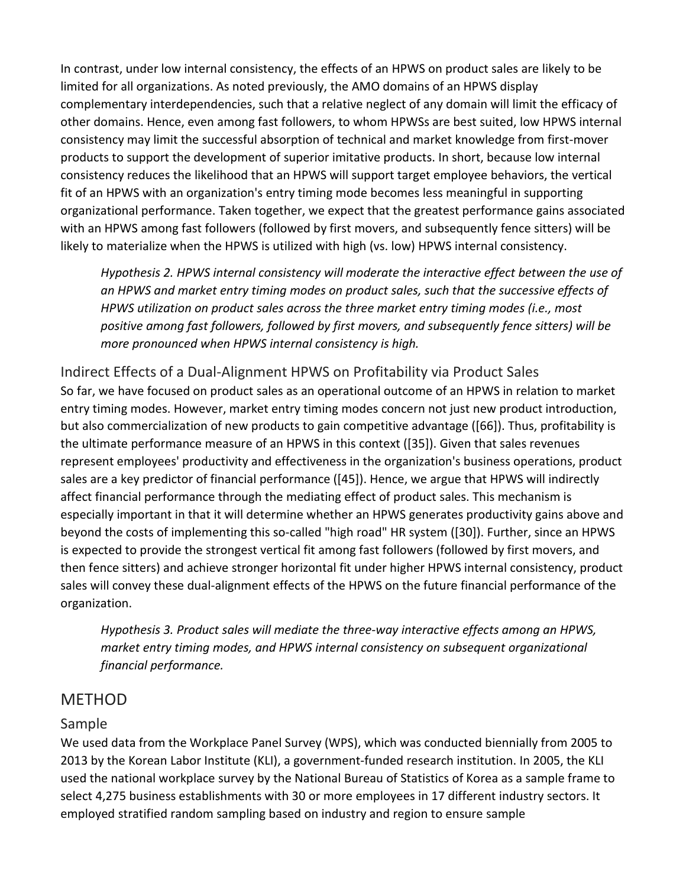In contrast, under low internal consistency, the effects of an HPWS on product sales are likely to be limited for all organizations. As noted previously, the AMO domains of an HPWS display complementary interdependencies, such that a relative neglect of any domain will limit the efficacy of other domains. Hence, even among fast followers, to whom HPWSs are best suited, low HPWS internal consistency may limit the successful absorption of technical and market knowledge from first-mover products to support the development of superior imitative products. In short, because low internal consistency reduces the likelihood that an HPWS will support target employee behaviors, the vertical fit of an HPWS with an organization's entry timing mode becomes less meaningful in supporting organizational performance. Taken together, we expect that the greatest performance gains associated with an HPWS among fast followers (followed by first movers, and subsequently fence sitters) will be likely to materialize when the HPWS is utilized with high (vs. low) HPWS internal consistency.

> *Hypothesis 2. HPWS internal consistency will moderate the interactive effect between the use of an HPWS and market entry timing modes on product sales, such that the successive effects of HPWS utilization on product sales across the three market entry timing modes (i.e., most positive among fast followers, followed by first movers, and subsequently fence sitters) will be more pronounced when HPWS internal consistency is high.*

### Indirect Effects of a Dual-Alignment HPWS on Profitability via Product Sales

So far, we have focused on product sales as an operational outcome of an HPWS in relation to market entry timing modes. However, market entry timing modes concern not just new product introduction, but also commercialization of new products to gain competitive advantage ([66]). Thus, profitability is the ultimate performance measure of an HPWS in this context ([35]). Given that sales revenues represent employees' productivity and effectiveness in the organization's business operations, product sales are a key predictor of financial performance ([45]). Hence, we argue that HPWS will indirectly affect financial performance through the mediating effect of product sales. This mechanism is especially important in that it will determine whether an HPWS generates productivity gains above and beyond the costs of implementing this so-called "high road" HR system ([30]). Further, since an HPWS is expected to provide the strongest vertical fit among fast followers (followed by first movers, and then fence sitters) and achieve stronger horizontal fit under higher HPWS internal consistency, product sales will convey these dual-alignment effects of the HPWS on the future financial performance of the organization.

> *Hypothesis 3. Product sales will mediate the three-way interactive effects among an HPWS, market entry timing modes, and HPWS internal consistency on subsequent organizational financial performance.*

## METHOD

### Sample

We used data from the Workplace Panel Survey (WPS), which was conducted biennially from 2005 to 2013 by the Korean Labor Institute (KLI), a government-funded research institution. In 2005, the KLI used the national workplace survey by the National Bureau of Statistics of Korea as a sample frame to select 4,275 business establishments with 30 or more employees in 17 different industry sectors. It employed stratified random sampling based on industry and region to ensure sample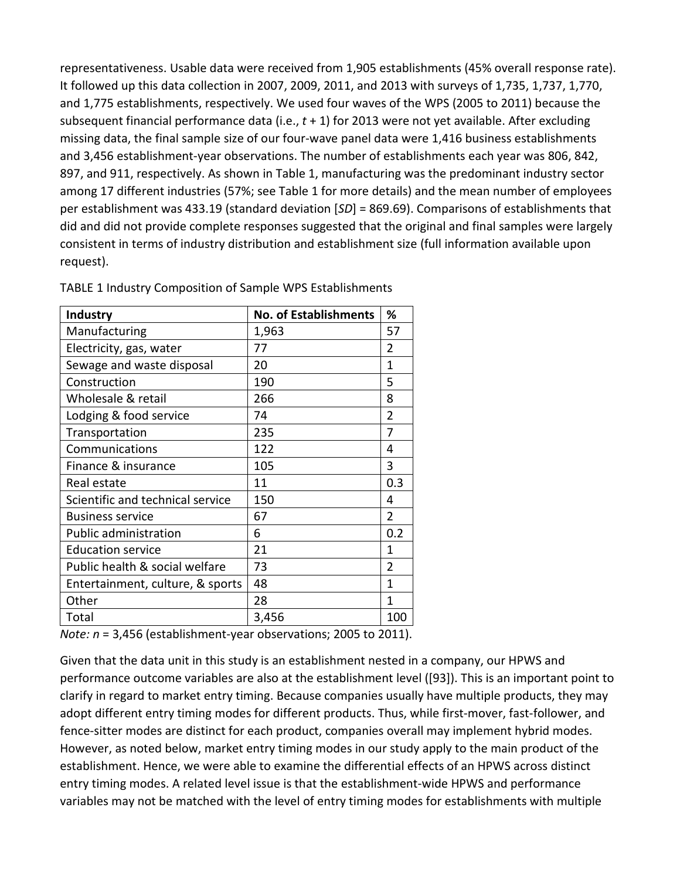representativeness. Usable data were received from 1,905 establishments (45% overall response rate). It followed up this data collection in 2007, 2009, 2011, and 2013 with surveys of 1,735, 1,737, 1,770, and 1,775 establishments, respectively. We used four waves of the WPS (2005 to 2011) because the subsequent financial performance data (i.e., $t + 1$) for 2013 were not yet available. After excluding missing data, the final sample size of our four-wave panel data were 1,416 business establishments and 3,456 establishment-year observations. The number of establishments each year was 806, 842, 897, and 911, respectively. As shown in Table 1, manufacturing was the predominant industry sector among 17 different industries (57%; see Table 1 for more details) and the mean number of employees per establishment was 433.19 (standard deviation [*SD*] = 869.69). Comparisons of establishments that did and did not provide complete responses suggested that the original and final samples were largely consistent in terms of industry distribution and establishment size (full information available upon request).

TABLE 1 Industry Composition of Sample WPS Establishments

| **Industry** | **No. of Establishments** | **%** |
|---|---|---|
| Manufacturing | 1,963 | 57 |
| Electricity, gas, water | 77 | 2 |
| Sewage and waste disposal | 20 | 1 |
| Construction | 190 | 5 |
| Wholesale & retail | 266 | 8 |
| Lodging & food service | 74 | 2 |
| Transportation | 235 | 7 |
| Communications | 122 | 4 |
| Finance & insurance | 105 | 3 |
| Real estate | 11 | 0.3 |
| Scientific and technical service | 150 | 4 |
| Business service | 67 | 2 |
| Public administration | 6 | 0.2 |
| Education service | 21 | 1 |
| Public health & social welfare | 73 | 2 |
| Entertainment, culture, & sports | 48 | 1 |
| Other | 28 | 1 |
| Total | 3,456 | 100 |

*Note: n* = 3,456 (establishment-year observations; 2005 to 2011).

Given that the data unit in this study is an establishment nested in a company, our HPWS and performance outcome variables are also at the establishment level ([93]). This is an important point to clarify in regard to market entry timing. Because companies usually have multiple products, they may adopt different entry timing modes for different products. Thus, while first-mover, fast-follower, and fence-sitter modes are distinct for each product, companies overall may implement hybrid modes. However, as noted below, market entry timing modes in our study apply to the main product of the establishment. Hence, we were able to examine the differential effects of an HPWS across distinct entry timing modes. A related level issue is that the establishment-wide HPWS and performance variables may not be matched with the level of entry timing modes for establishments with multiple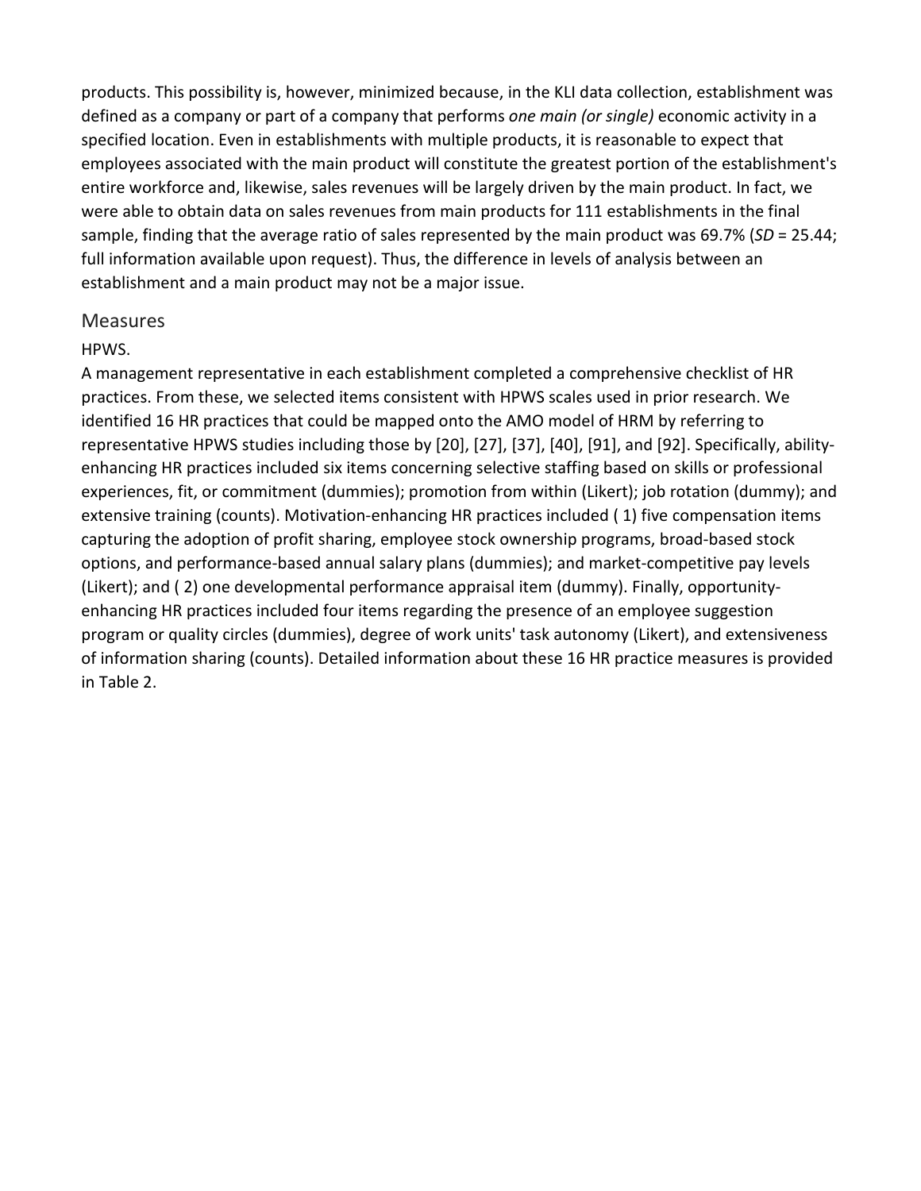products. This possibility is, however, minimized because, in the KLI data collection, establishment was defined as a company or part of a company that performs *one main (or single)* economic activity in a specified location. Even in establishments with multiple products, it is reasonable to expect that employees associated with the main product will constitute the greatest portion of the establishment's entire workforce and, likewise, sales revenues will be largely driven by the main product. In fact, we were able to obtain data on sales revenues from main products for 111 establishments in the final sample, finding that the average ratio of sales represented by the main product was 69.7% (*SD* = 25.44; full information available upon request). Thus, the difference in levels of analysis between an establishment and a main product may not be a major issue.

## Measures

### HPWS.

A management representative in each establishment completed a comprehensive checklist of HR practices. From these, we selected items consistent with HPWS scales used in prior research. We identified 16 HR practices that could be mapped onto the AMO model of HRM by referring to representative HPWS studies including those by [20], [27], [37], [40], [91], and [92]. Specifically, ability-enhancing HR practices included six items concerning selective staffing based on skills or professional experiences, fit, or commitment (dummies); promotion from within (Likert); job rotation (dummy); and extensive training (counts). Motivation-enhancing HR practices included ( 1) five compensation items capturing the adoption of profit sharing, employee stock ownership programs, broad-based stock options, and performance-based annual salary plans (dummies); and market-competitive pay levels (Likert); and ( 2) one developmental performance appraisal item (dummy). Finally, opportunity-enhancing HR practices included four items regarding the presence of an employee suggestion program or quality circles (dummies), degree of work units' task autonomy (Likert), and extensiveness of information sharing (counts). Detailed information about these 16 HR practice measures is provided in Table 2.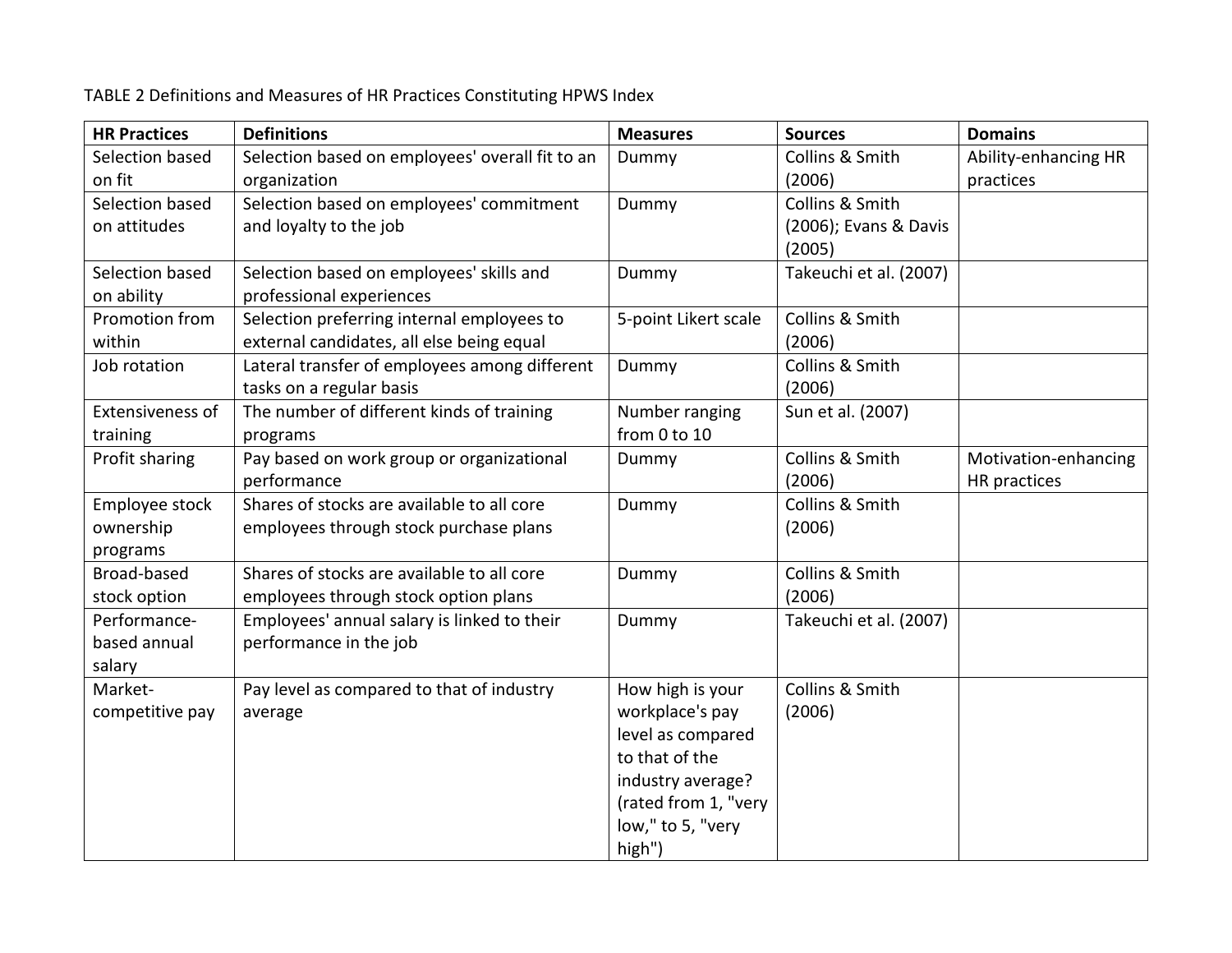TABLE 2 Definitions and Measures of HR Practices Constituting HPWS Index

| HR Practices | Definitions | Measures | Sources | Domains |
|---|---|---|---|---|
| Selection based on fit | Selection based on employees' overall fit to an organization | Dummy | Collins & Smith (2006) | Ability-enhancing HR practices |
| Selection based on attitudes | Selection based on employees' commitment and loyalty to the job | Dummy | Collins & Smith (2006); Evans & Davis (2005) | |
| Selection based on ability | Selection based on employees' skills and professional experiences | Dummy | Takeuchi et al. (2007) | |
| Promotion from within | Selection preferring internal employees to external candidates, all else being equal | 5-point Likert scale | Collins & Smith (2006) | |
| Job rotation | Lateral transfer of employees among different tasks on a regular basis | Dummy | Collins & Smith (2006) | |
| Extensiveness of training | The number of different kinds of training programs | Number ranging from 0 to 10 | Sun et al. (2007) | |
| Profit sharing | Pay based on work group or organizational performance | Dummy | Collins & Smith (2006) | Motivation-enhancing HR practices |
| Employee stock ownership programs | Shares of stocks are available to all core employees through stock purchase plans | Dummy | Collins & Smith (2006) | |
| Broad-based stock option | Shares of stocks are available to all core employees through stock option plans | Dummy | Collins & Smith (2006) | |
| Performance-based annual salary | Employees' annual salary is linked to their performance in the job | Dummy | Takeuchi et al. (2007) | |
| Market-competitive pay | Pay level as compared to that of industry average | How high is your workplace's pay level as compared to that of the industry average? (rated from 1, "very low," to 5, "very high") | Collins & Smith (2006) | |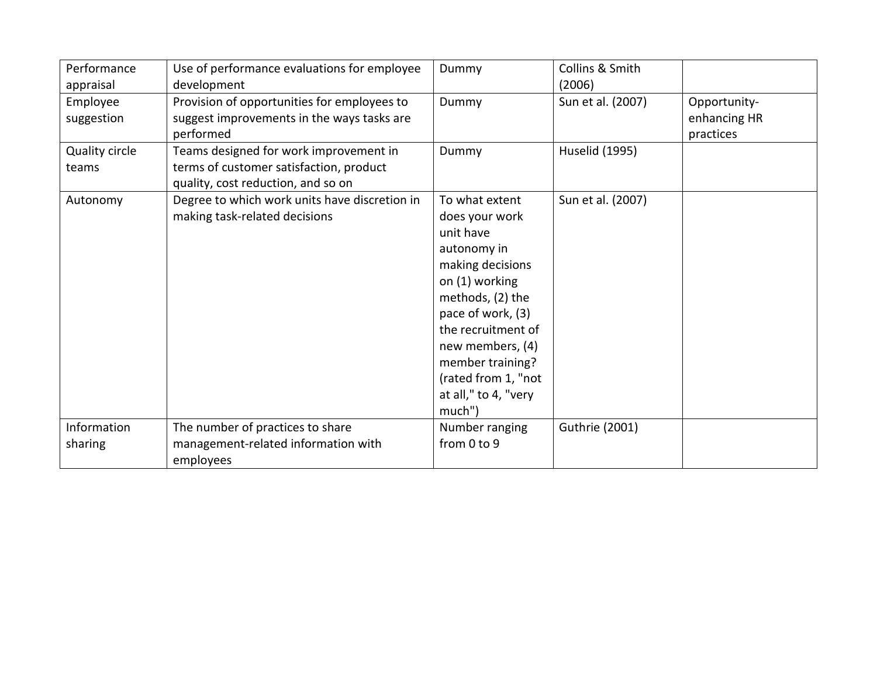| Performance appraisal | Use of performance evaluations for employee development | Dummy | Collins & Smith (2006) | |
|---|---|---|---|---|
| Employee suggestion | Provision of opportunities for employees to suggest improvements in the ways tasks are performed | Dummy | Sun et al. (2007) | Opportunity-enhancing HR practices |
| Quality circle teams | Teams designed for work improvement in terms of customer satisfaction, product quality, cost reduction, and so on | Dummy | Huselid (1995) | |
| Autonomy | Degree to which work units have discretion in making task-related decisions | To what extent does your work unit have autonomy in making decisions on (1) working methods, (2) the pace of work, (3) the recruitment of new members, (4) member training? (rated from 1, "not at all," to 4, "very much") | Sun et al. (2007) | |
| Information sharing | The number of practices to share management-related information with employees | Number ranging from 0 to 9 | Guthrie (2001) | |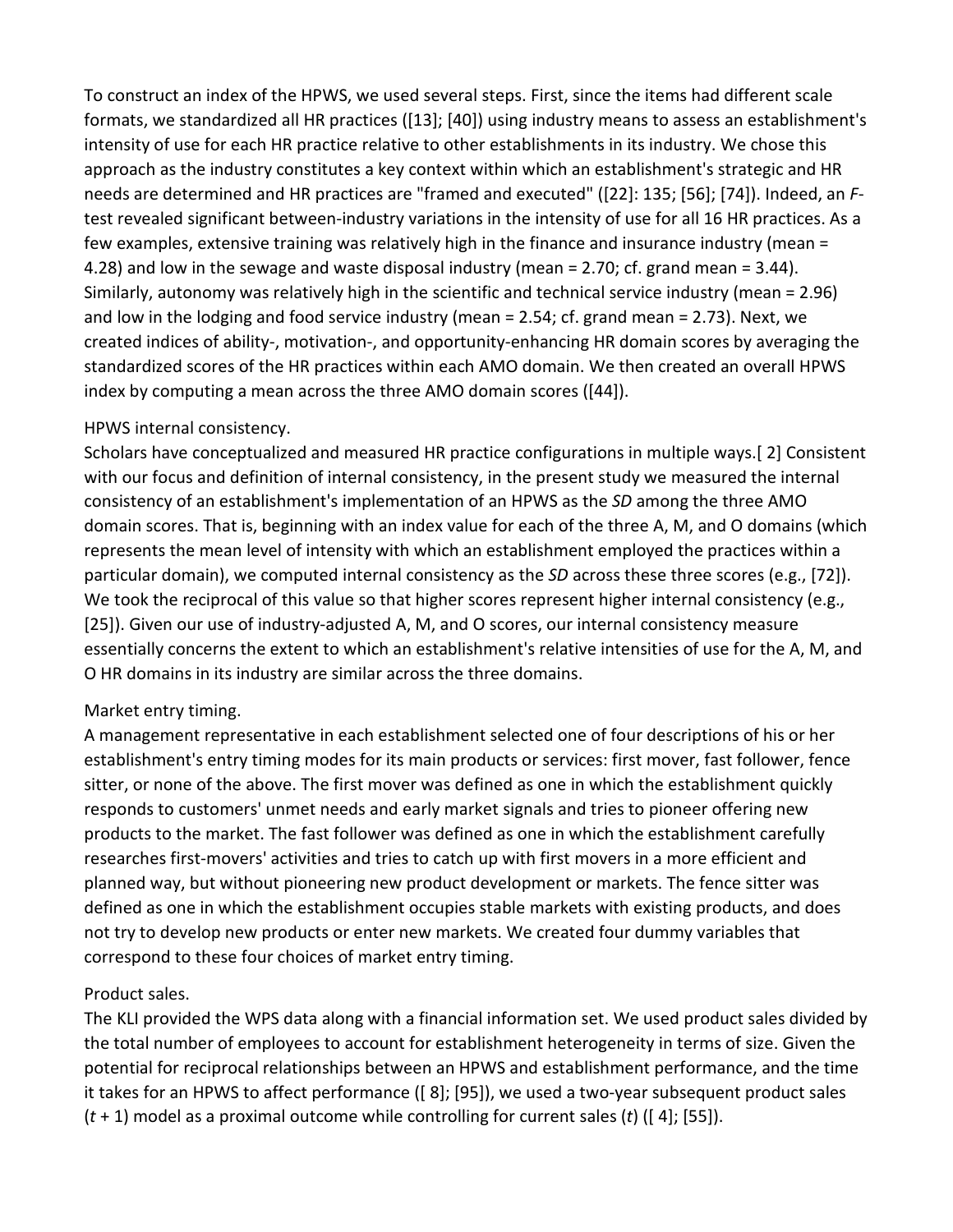To construct an index of the HPWS, we used several steps. First, since the items had different scale formats, we standardized all HR practices ([13]; [40]) using industry means to assess an establishment's intensity of use for each HR practice relative to other establishments in its industry. We chose this approach as the industry constitutes a key context within which an establishment's strategic and HR needs are determined and HR practices are "framed and executed" ([22]: 135; [56]; [74]). Indeed, an *F*-test revealed significant between-industry variations in the intensity of use for all 16 HR practices. As a few examples, extensive training was relatively high in the finance and insurance industry (mean = 4.28) and low in the sewage and waste disposal industry (mean = 2.70; cf. grand mean = 3.44). Similarly, autonomy was relatively high in the scientific and technical service industry (mean = 2.96) and low in the lodging and food service industry (mean = 2.54; cf. grand mean = 2.73). Next, we created indices of ability-, motivation-, and opportunity-enhancing HR domain scores by averaging the standardized scores of the HR practices within each AMO domain. We then created an overall HPWS index by computing a mean across the three AMO domain scores ([44]).

HPWS internal consistency.

Scholars have conceptualized and measured HR practice configurations in multiple ways.[ 2] Consistent with our focus and definition of internal consistency, in the present study we measured the internal consistency of an establishment's implementation of an HPWS as the *SD* among the three AMO domain scores. That is, beginning with an index value for each of the three A, M, and O domains (which represents the mean level of intensity with which an establishment employed the practices within a particular domain), we computed internal consistency as the *SD* across these three scores (e.g., [72]). We took the reciprocal of this value so that higher scores represent higher internal consistency (e.g., [25]). Given our use of industry-adjusted A, M, and O scores, our internal consistency measure essentially concerns the extent to which an establishment's relative intensities of use for the A, M, and O HR domains in its industry are similar across the three domains.

Market entry timing.

A management representative in each establishment selected one of four descriptions of his or her establishment's entry timing modes for its main products or services: first mover, fast follower, fence sitter, or none of the above. The first mover was defined as one in which the establishment quickly responds to customers' unmet needs and early market signals and tries to pioneer offering new products to the market. The fast follower was defined as one in which the establishment carefully researches first-movers' activities and tries to catch up with first movers in a more efficient and planned way, but without pioneering new product development or markets. The fence sitter was defined as one in which the establishment occupies stable markets with existing products, and does not try to develop new products or enter new markets. We created four dummy variables that correspond to these four choices of market entry timing.

Product sales.

The KLI provided the WPS data along with a financial information set. We used product sales divided by the total number of employees to account for establishment heterogeneity in terms of size. Given the potential for reciprocal relationships between an HPWS and establishment performance, and the time it takes for an HPWS to affect performance ([ 8]; [95]), we used a two-year subsequent product sales ($t + 1$) model as a proximal outcome while controlling for current sales ($t$) ([ 4]; [55]).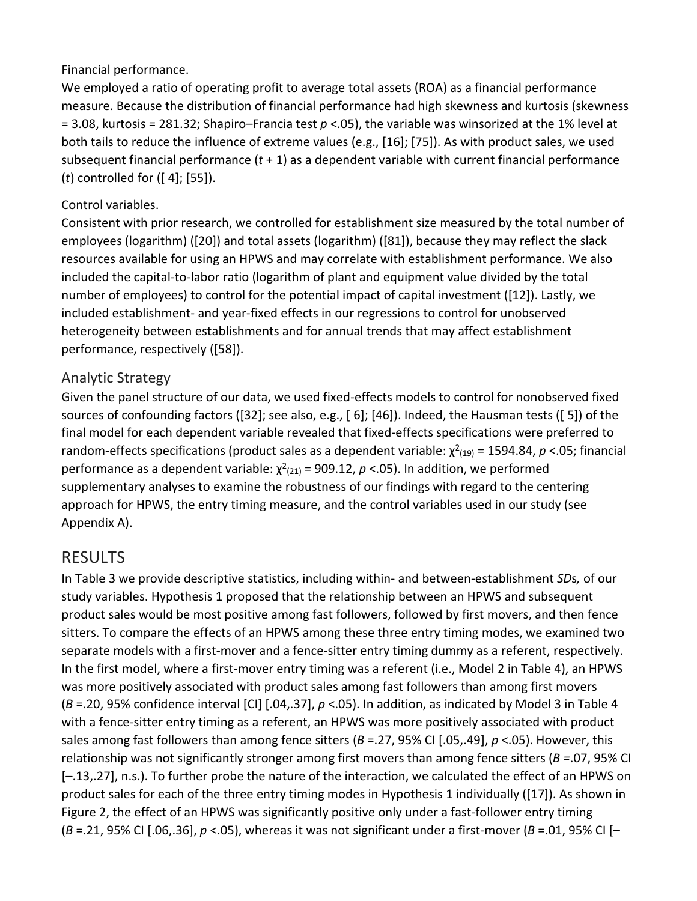Financial performance.

We employed a ratio of operating profit to average total assets (ROA) as a financial performance measure. Because the distribution of financial performance had high skewness and kurtosis (skewness = 3.08, kurtosis = 281.32; Shapiro–Francia test *p* <.05), the variable was winsorized at the 1% level at both tails to reduce the influence of extreme values (e.g., [16]; [75]). As with product sales, we used subsequent financial performance (*t* + 1) as a dependent variable with current financial performance (*t*) controlled for ([ 4]; [55]).

Control variables.

Consistent with prior research, we controlled for establishment size measured by the total number of employees (logarithm) ([20]) and total assets (logarithm) ([81]), because they may reflect the slack resources available for using an HPWS and may correlate with establishment performance. We also included the capital-to-labor ratio (logarithm of plant and equipment value divided by the total number of employees) to control for the potential impact of capital investment ([12]). Lastly, we included establishment- and year-fixed effects in our regressions to control for unobserved heterogeneity between establishments and for annual trends that may affect establishment performance, respectively ([58]).

## Analytic Strategy

Given the panel structure of our data, we used fixed-effects models to control for nonobserved fixed sources of confounding factors ([32]; see also, e.g., [ 6]; [46]). Indeed, the Hausman tests ([ 5]) of the final model for each dependent variable revealed that fixed-effects specifications were preferred to random-effects specifications (product sales as a dependent variable: $\chi^2_{(19)}$ = 1594.84, *p* <.05; financial performance as a dependent variable: $\chi^2_{(21)}$ = 909.12, *p* <.05). In addition, we performed supplementary analyses to examine the robustness of our findings with regard to the centering approach for HPWS, the entry timing measure, and the control variables used in our study (see Appendix A).

# RESULTS

In Table 3 we provide descriptive statistics, including within- and between-establishment *SD*s, of our study variables. Hypothesis 1 proposed that the relationship between an HPWS and subsequent product sales would be most positive among fast followers, followed by first movers, and then fence sitters. To compare the effects of an HPWS among these three entry timing modes, we examined two separate models with a first-mover and a fence-sitter entry timing dummy as a referent, respectively. In the first model, where a first-mover entry timing was a referent (i.e., Model 2 in Table 4), an HPWS was more positively associated with product sales among fast followers than among first movers (*B* =.20, 95% confidence interval [CI] [.04,.37], *p* <.05). In addition, as indicated by Model 3 in Table 4 with a fence-sitter entry timing as a referent, an HPWS was more positively associated with product sales among fast followers than among fence sitters (*B* =.27, 95% CI [.05,.49], *p* <.05). However, this relationship was not significantly stronger among first movers than among fence sitters (*B* =.07, 95% CI [–.13,.27], n.s.). To further probe the nature of the interaction, we calculated the effect of an HPWS on product sales for each of the three entry timing modes in Hypothesis 1 individually ([17]). As shown in Figure 2, the effect of an HPWS was significantly positive only under a fast-follower entry timing (*B* =.21, 95% CI [.06,.36], *p* <.05), whereas it was not significant under a first-mover (*B* =.01, 95% CI [–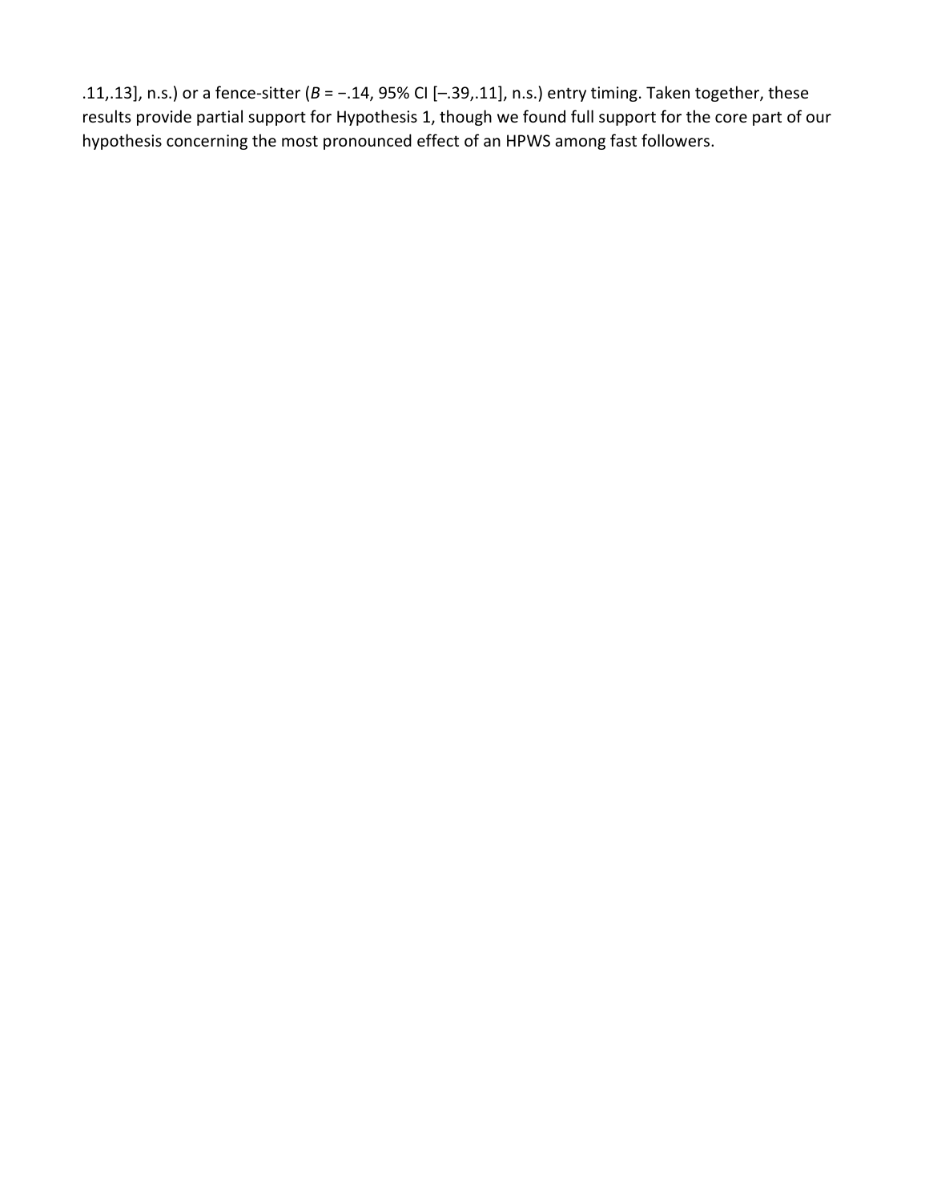.11,.13], n.s.) or a fence-sitter (*B* = −.14, 95% CI [–.39,.11], n.s.) entry timing. Taken together, these results provide partial support for Hypothesis 1, though we found full support for the core part of our hypothesis concerning the most pronounced effect of an HPWS among fast followers.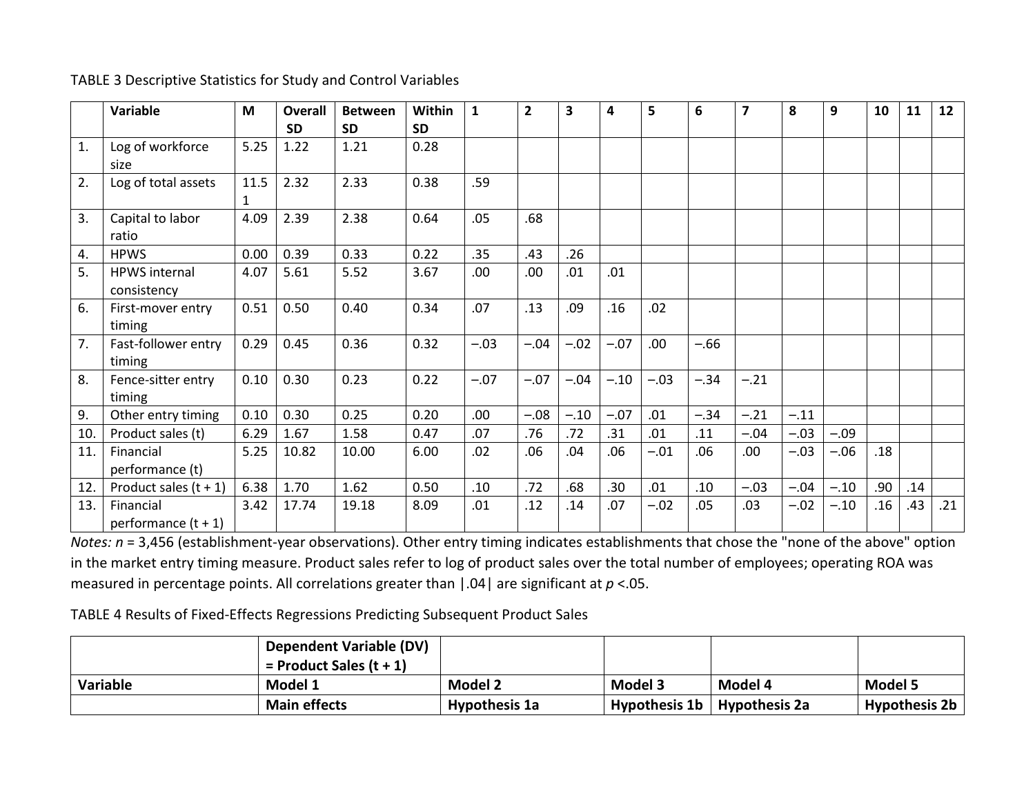TABLE 3 Descriptive Statistics for Study and Control Variables

| | Variable | M | Overall SD | Between SD | Within SD | 1 | 2 | 3 | 4 | 5 | 6 | 7 | 8 | 9 | 10 | 11 | 12 |
|---|---|---|---|---|---|---|---|---|---|---|---|---|---|---|---|---|---|
| 1. | Log of workforce size | 5.25 | 1.22 | 1.21 | 0.28 | | | | | | | | | | | | |
| 2. | Log of total assets | 11.51 | 2.32 | 2.33 | 0.38 | .59 | | | | | | | | | | | |
| 3. | Capital to labor ratio | 4.09 | 2.39 | 2.38 | 0.64 | .05 | .68 | | | | | | | | | | |
| 4. | HPWS | 0.00 | 0.39 | 0.33 | 0.22 | .35 | .43 | .26 | | | | | | | | | |
| 5. | HPWS internal consistency | 4.07 | 5.61 | 5.52 | 3.67 | .00 | .00 | .01 | .01 | | | | | | | | |
| 6. | First-mover entry timing | 0.51 | 0.50 | 0.40 | 0.34 | .07 | .13 | .09 | .16 | .02 | | | | | | | |
| 7. | Fast-follower entry timing | 0.29 | 0.45 | 0.36 | 0.32 | −.03 | −.04 | −.02 | −.07 | .00 | −.66 | | | | | | |
| 8. | Fence-sitter entry timing | 0.10 | 0.30 | 0.23 | 0.22 | −.07 | −.07 | −.04 | −.10 | −.03 | −.34 | −.21 | | | | | |
| 9. | Other entry timing | 0.10 | 0.30 | 0.25 | 0.20 | .00 | −.08 | −.10 | −.07 | .01 | −.34 | −.21 | −.11 | | | | |
| 10. | Product sales (t) | 6.29 | 1.67 | 1.58 | 0.47 | .07 | .76 | .72 | .31 | .01 | .11 | −.04 | −.03 | −.09 | | | |
| 11. | Financial performance (t) | 5.25 | 10.82 | 10.00 | 6.00 | .02 | .06 | .04 | .06 | −.01 | .06 | .00 | −.03 | −.06 | .18 | | |
| 12. | Product sales (t + 1) | 6.38 | 1.70 | 1.62 | 0.50 | .10 | .72 | .68 | .30 | .01 | .10 | −.03 | −.04 | −.10 | .90 | .14 | |
| 13. | Financial performance (t + 1) | 3.42 | 17.74 | 19.18 | 8.09 | .01 | .12 | .14 | .07 | −.02 | .05 | .03 | −.02 | −.10 | .16 | .43 | .21 |

*Notes: n* = 3,456 (establishment-year observations). Other entry timing indicates establishments that chose the "none of the above" option in the market entry timing measure. Product sales refer to log of product sales over the total number of employees; operating ROA was measured in percentage points. All correlations greater than |.04| are significant at $p$ <.05.

TABLE 4 Results of Fixed-Effects Regressions Predicting Subsequent Product Sales

| | **Dependent Variable (DV) = Product Sales (t + 1)** | | | | |
|---|---|---|---|---|---|
| **Variable** | **Model 1** | **Model 2** | **Model 3** | **Model 4** | **Model 5** |
| | **Main effects** | **Hypothesis 1a** | **Hypothesis 1b** | **Hypothesis 2a** | **Hypothesis 2b** |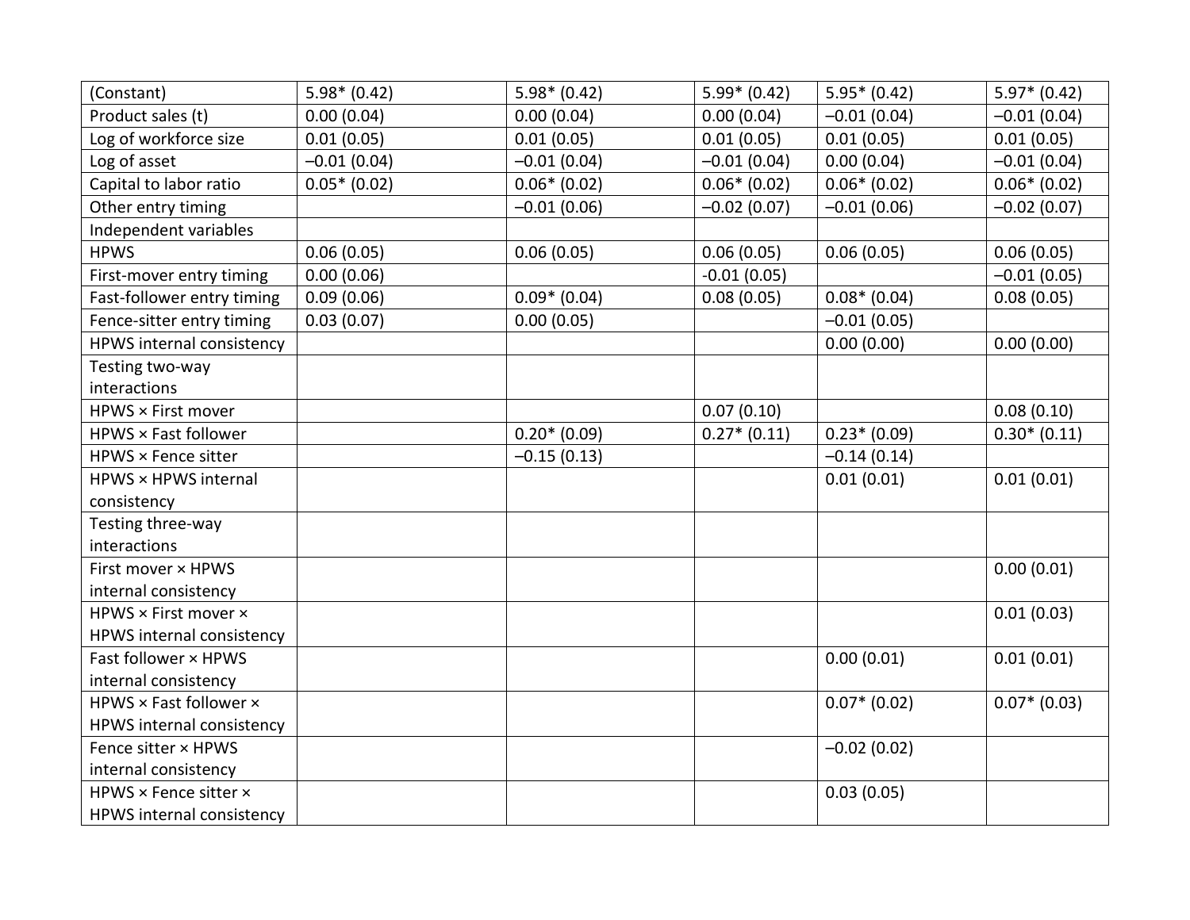| (Constant) | 5.98* (0.42) | 5.98* (0.42) | 5.99* (0.42) | 5.95* (0.42) | 5.97* (0.42) |
|---|---|---|---|---|---|
| Product sales (t) | 0.00 (0.04) | 0.00 (0.04) | 0.00 (0.04) | –0.01 (0.04) | –0.01 (0.04) |
| Log of workforce size | 0.01 (0.05) | 0.01 (0.05) | 0.01 (0.05) | 0.01 (0.05) | 0.01 (0.05) |
| Log of asset | –0.01 (0.04) | –0.01 (0.04) | –0.01 (0.04) | 0.00 (0.04) | –0.01 (0.04) |
| Capital to labor ratio | 0.05* (0.02) | 0.06* (0.02) | 0.06* (0.02) | 0.06* (0.02) | 0.06* (0.02) |
| Other entry timing | | –0.01 (0.06) | –0.02 (0.07) | –0.01 (0.06) | –0.02 (0.07) |
| Independent variables | | | | | |
| HPWS | 0.06 (0.05) | 0.06 (0.05) | 0.06 (0.05) | 0.06 (0.05) | 0.06 (0.05) |
| First-mover entry timing | 0.00 (0.06) | | -0.01 (0.05) | | –0.01 (0.05) |
| Fast-follower entry timing | 0.09 (0.06) | 0.09* (0.04) | 0.08 (0.05) | 0.08* (0.04) | 0.08 (0.05) |
| Fence-sitter entry timing | 0.03 (0.07) | 0.00 (0.05) | | –0.01 (0.05) | |
| HPWS internal consistency | | | | 0.00 (0.00) | 0.00 (0.00) |
| Testing two-way interactions | | | | | |
| HPWS × First mover | | | 0.07 (0.10) | | 0.08 (0.10) |
| HPWS × Fast follower | | 0.20* (0.09) | 0.27* (0.11) | 0.23* (0.09) | 0.30* (0.11) |
| HPWS × Fence sitter | | –0.15 (0.13) | | –0.14 (0.14) | |
| HPWS × HPWS internal consistency | | | | 0.01 (0.01) | 0.01 (0.01) |
| Testing three-way interactions | | | | | |
| First mover × HPWS internal consistency | | | | | 0.00 (0.01) |
| HPWS × First mover × HPWS internal consistency | | | | | 0.01 (0.03) |
| Fast follower × HPWS internal consistency | | | | 0.00 (0.01) | 0.01 (0.01) |
| HPWS × Fast follower × HPWS internal consistency | | | | 0.07* (0.02) | 0.07* (0.03) |
| Fence sitter × HPWS internal consistency | | | | –0.02 (0.02) | |
| HPWS × Fence sitter × HPWS internal consistency | | | | 0.03 (0.05) | |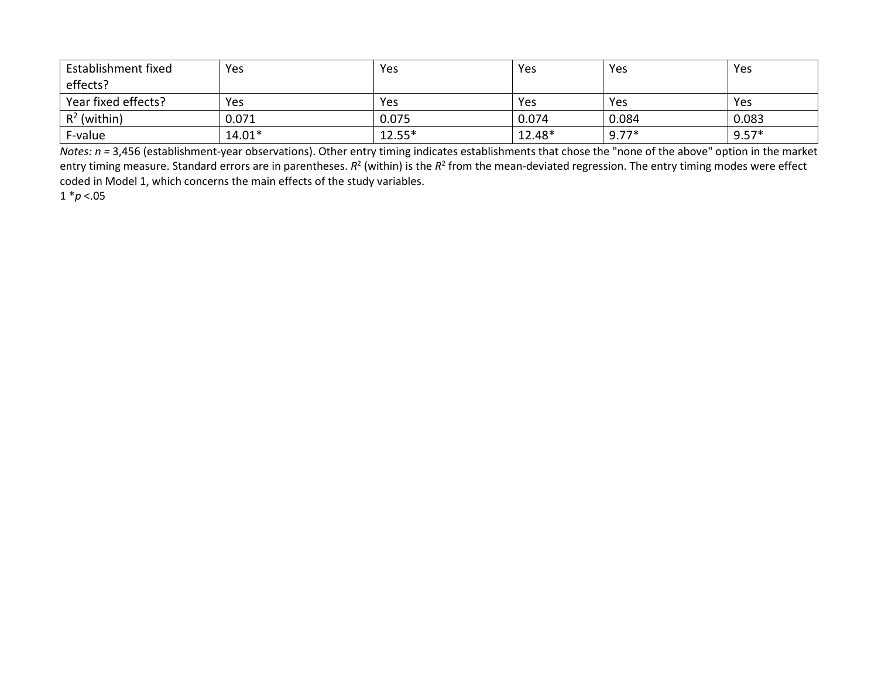| Establishment fixed effects? | Yes | Yes | Yes | Yes | Yes |
|---|---|---|---|---|---|
| Year fixed effects? | Yes | Yes | Yes | Yes | Yes |
| $R^2$ (within) | 0.071 | 0.075 | 0.074 | 0.084 | 0.083 |
| F-value | 14.01* | 12.55* | 12.48* | 9.77* | 9.57* |

*Notes: n* = 3,456 (establishment-year observations). Other entry timing indicates establishments that chose the "none of the above" option in the market entry timing measure. Standard errors are in parentheses. $R^2$ (within) is the $R^2$ from the mean-deviated regression. The entry timing modes were effect coded in Model 1, which concerns the main effects of the study variables.

1 *$p < .05$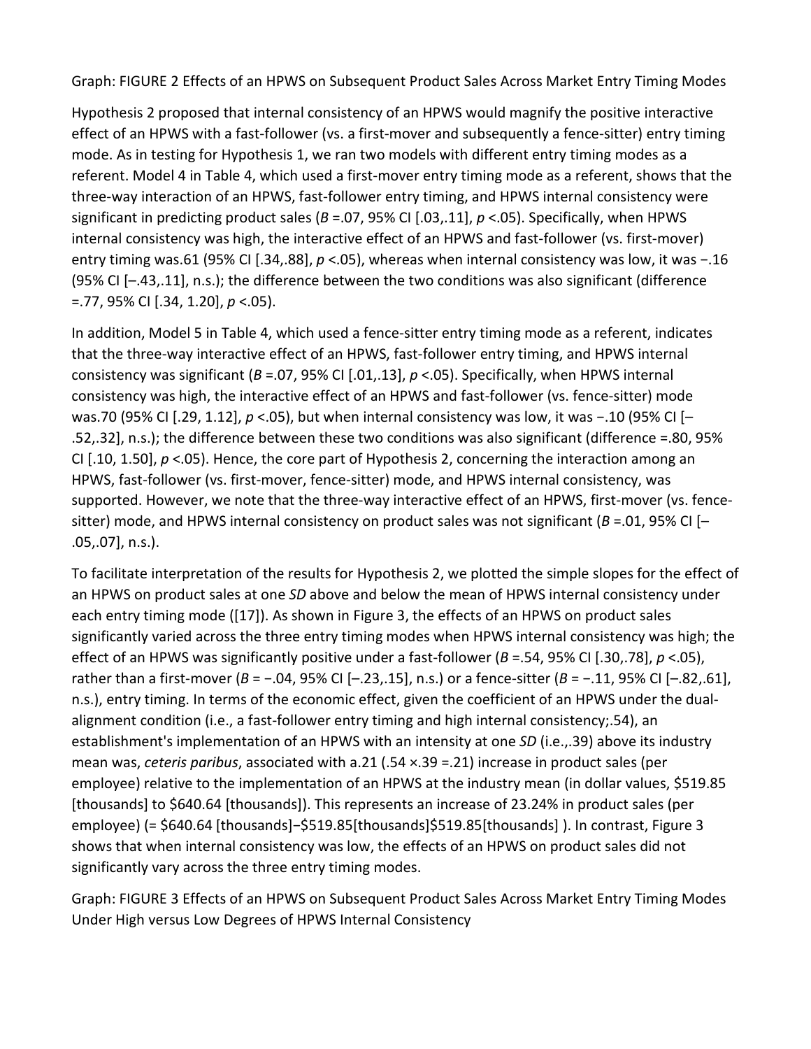Graph: FIGURE 2 Effects of an HPWS on Subsequent Product Sales Across Market Entry Timing Modes

Hypothesis 2 proposed that internal consistency of an HPWS would magnify the positive interactive effect of an HPWS with a fast-follower (vs. a first-mover and subsequently a fence-sitter) entry timing mode. As in testing for Hypothesis 1, we ran two models with different entry timing modes as a referent. Model 4 in Table 4, which used a first-mover entry timing mode as a referent, shows that the three-way interaction of an HPWS, fast-follower entry timing, and HPWS internal consistency were significant in predicting product sales ($B$ =.07, 95% CI [.03,.11], $p$ <.05). Specifically, when HPWS internal consistency was high, the interactive effect of an HPWS and fast-follower (vs. first-mover) entry timing was.61 (95% CI [.34,.88], $p$ <.05), whereas when internal consistency was low, it was −.16 (95% CI [–.43,.11], n.s.); the difference between the two conditions was also significant (difference =.77, 95% CI [.34, 1.20], $p$ <.05).

In addition, Model 5 in Table 4, which used a fence-sitter entry timing mode as a referent, indicates that the three-way interactive effect of an HPWS, fast-follower entry timing, and HPWS internal consistency was significant ($B$ =.07, 95% CI [.01,.13], $p$ <.05). Specifically, when HPWS internal consistency was high, the interactive effect of an HPWS and fast-follower (vs. fence-sitter) mode was.70 (95% CI [.29, 1.12], $p$ <.05), but when internal consistency was low, it was −.10 (95% CI [–.52,.32], n.s.); the difference between these two conditions was also significant (difference =.80, 95% CI [.10, 1.50], $p$ <.05). Hence, the core part of Hypothesis 2, concerning the interaction among an HPWS, fast-follower (vs. first-mover, fence-sitter) mode, and HPWS internal consistency, was supported. However, we note that the three-way interactive effect of an HPWS, first-mover (vs. fence-sitter) mode, and HPWS internal consistency on product sales was not significant ($B$ =.01, 95% CI [–.05,.07], n.s.).

To facilitate interpretation of the results for Hypothesis 2, we plotted the simple slopes for the effect of an HPWS on product sales at one $SD$ above and below the mean of HPWS internal consistency under each entry timing mode ([17]). As shown in Figure 3, the effects of an HPWS on product sales significantly varied across the three entry timing modes when HPWS internal consistency was high; the effect of an HPWS was significantly positive under a fast-follower ($B$ =.54, 95% CI [.30,.78], $p$ <.05), rather than a first-mover ($B$ = −.04, 95% CI [–.23,.15], n.s.) or a fence-sitter ($B$ = −.11, 95% CI [–.82,.61], n.s.), entry timing. In terms of the economic effect, given the coefficient of an HPWS under the dual-alignment condition (i.e., a fast-follower entry timing and high internal consistency;.54), an establishment's implementation of an HPWS with an intensity at one $SD$ (i.e.,.39) above its industry mean was, *ceteris paribus*, associated with a.21 (.54 ×.39 =.21) increase in product sales (per employee) relative to the implementation of an HPWS at the industry mean (in dollar values, \$519.85 [thousands] to \$640.64 [thousands]). This represents an increase of 23.24% in product sales (per employee) (= \$640.64 [thousands]−\$519.85[thousands]\$519.85[thousands] ). In contrast, Figure 3 shows that when internal consistency was low, the effects of an HPWS on product sales did not significantly vary across the three entry timing modes.

Graph: FIGURE 3 Effects of an HPWS on Subsequent Product Sales Across Market Entry Timing Modes Under High versus Low Degrees of HPWS Internal Consistency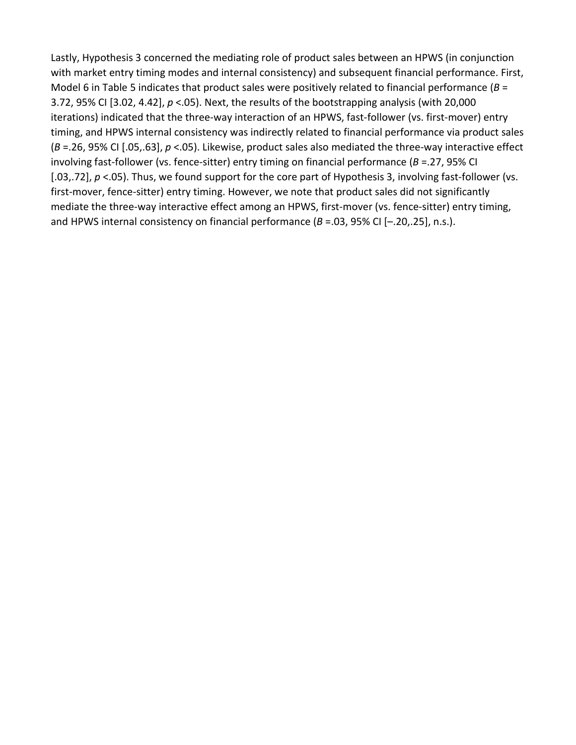Lastly, Hypothesis 3 concerned the mediating role of product sales between an HPWS (in conjunction with market entry timing modes and internal consistency) and subsequent financial performance. First, Model 6 in Table 5 indicates that product sales were positively related to financial performance ($B$ = 3.72, 95% CI [3.02, 4.42], $p$ <.05). Next, the results of the bootstrapping analysis (with 20,000 iterations) indicated that the three-way interaction of an HPWS, fast-follower (vs. first-mover) entry timing, and HPWS internal consistency was indirectly related to financial performance via product sales ($B$ =.26, 95% CI [.05,.63], $p$ <.05). Likewise, product sales also mediated the three-way interactive effect involving fast-follower (vs. fence-sitter) entry timing on financial performance ($B$ =.27, 95% CI [.03,.72], $p$ <.05). Thus, we found support for the core part of Hypothesis 3, involving fast-follower (vs. first-mover, fence-sitter) entry timing. However, we note that product sales did not significantly mediate the three-way interactive effect among an HPWS, first-mover (vs. fence-sitter) entry timing, and HPWS internal consistency on financial performance ($B$ =.03, 95% CI [–.20,.25], n.s.).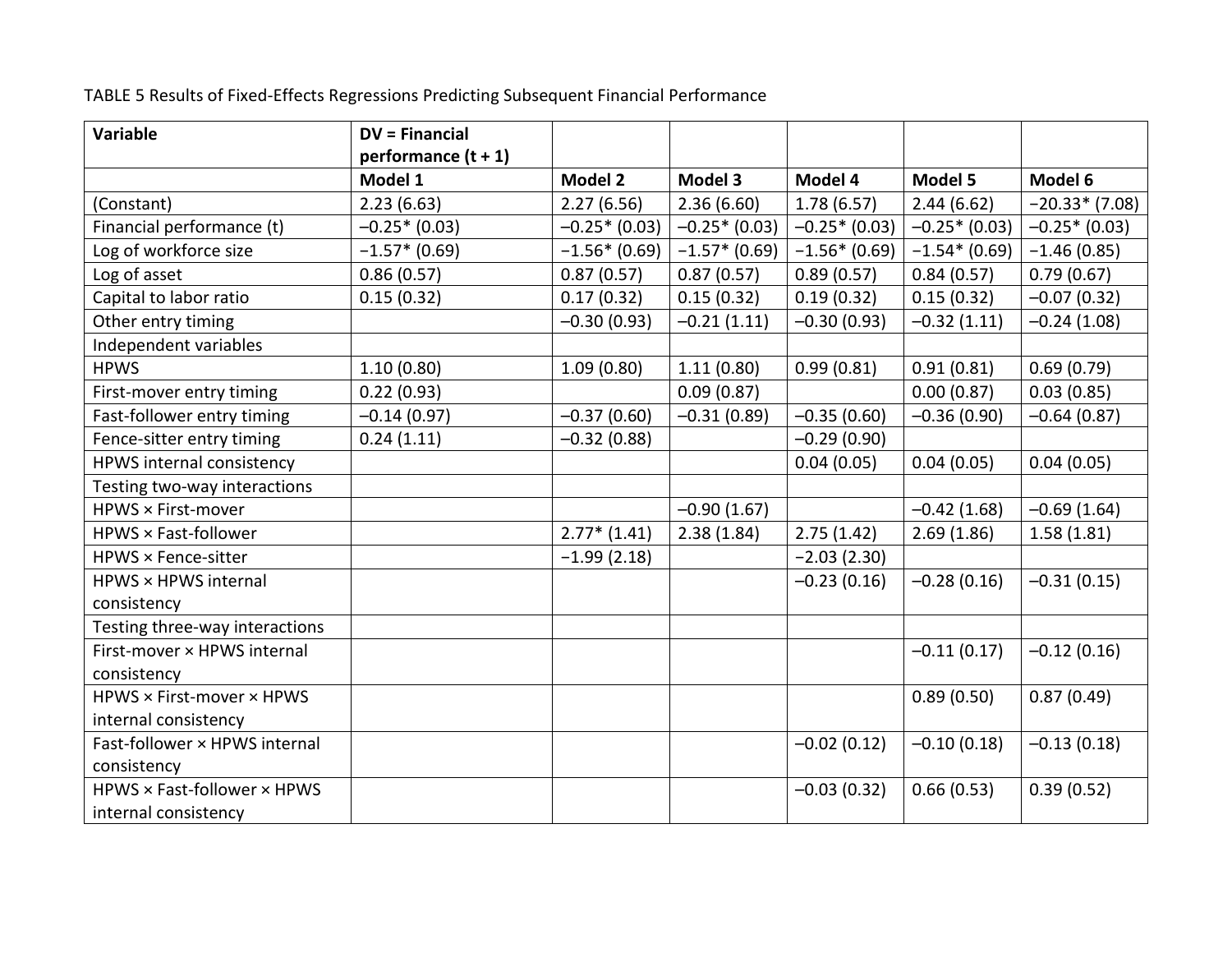TABLE 5 Results of Fixed-Effects Regressions Predicting Subsequent Financial Performance

| **Variable** | **DV = Financial performance (t + 1)** | | | | | |
|---|---|---|---|---|---|---|
| | **Model 1** | **Model 2** | **Model 3** | **Model 4** | **Model 5** | **Model 6** |
| (Constant) | 2.23 (6.63) | 2.27 (6.56) | 2.36 (6.60) | 1.78 (6.57) | 2.44 (6.62) | –20.33* (7.08) |
| Financial performance (t) | –0.25* (0.03) | –0.25* (0.03) | –0.25* (0.03) | –0.25* (0.03) | –0.25* (0.03) | –0.25* (0.03) |
| Log of workforce size | −1.57* (0.69) | −1.56* (0.69) | −1.57* (0.69) | −1.56* (0.69) | −1.54* (0.69) | −1.46 (0.85) |
| Log of asset | 0.86 (0.57) | 0.87 (0.57) | 0.87 (0.57) | 0.89 (0.57) | 0.84 (0.57) | 0.79 (0.67) |
| Capital to labor ratio | 0.15 (0.32) | 0.17 (0.32) | 0.15 (0.32) | 0.19 (0.32) | 0.15 (0.32) | –0.07 (0.32) |
| Other entry timing | | –0.30 (0.93) | –0.21 (1.11) | –0.30 (0.93) | –0.32 (1.11) | –0.24 (1.08) |
| Independent variables | | | | | | |
| HPWS | 1.10 (0.80) | 1.09 (0.80) | 1.11 (0.80) | 0.99 (0.81) | 0.91 (0.81) | 0.69 (0.79) |
| First-mover entry timing | 0.22 (0.93) | | 0.09 (0.87) | | 0.00 (0.87) | 0.03 (0.85) |
| Fast-follower entry timing | –0.14 (0.97) | –0.37 (0.60) | –0.31 (0.89) | –0.35 (0.60) | –0.36 (0.90) | –0.64 (0.87) |
| Fence-sitter entry timing | 0.24 (1.11) | –0.32 (0.88) | | –0.29 (0.90) | | |
| HPWS internal consistency | | | | 0.04 (0.05) | 0.04 (0.05) | 0.04 (0.05) |
| Testing two-way interactions | | | | | | |
| HPWS × First-mover | | | –0.90 (1.67) | | –0.42 (1.68) | –0.69 (1.64) |
| HPWS × Fast-follower | | 2.77* (1.41) | 2.38 (1.84) | 2.75 (1.42) | 2.69 (1.86) | 1.58 (1.81) |
| HPWS × Fence-sitter | | −1.99 (2.18) | | –2.03 (2.30) | | |
| HPWS × HPWS internal consistency | | | | –0.23 (0.16) | –0.28 (0.16) | –0.31 (0.15) |
| Testing three-way interactions | | | | | | |
| First-mover × HPWS internal consistency | | | | | –0.11 (0.17) | –0.12 (0.16) |
| HPWS × First-mover × HPWS internal consistency | | | | | 0.89 (0.50) | 0.87 (0.49) |
| Fast-follower × HPWS internal consistency | | | | –0.02 (0.12) | –0.10 (0.18) | –0.13 (0.18) |
| HPWS × Fast-follower × HPWS internal consistency | | | | –0.03 (0.32) | 0.66 (0.53) | 0.39 (0.52) |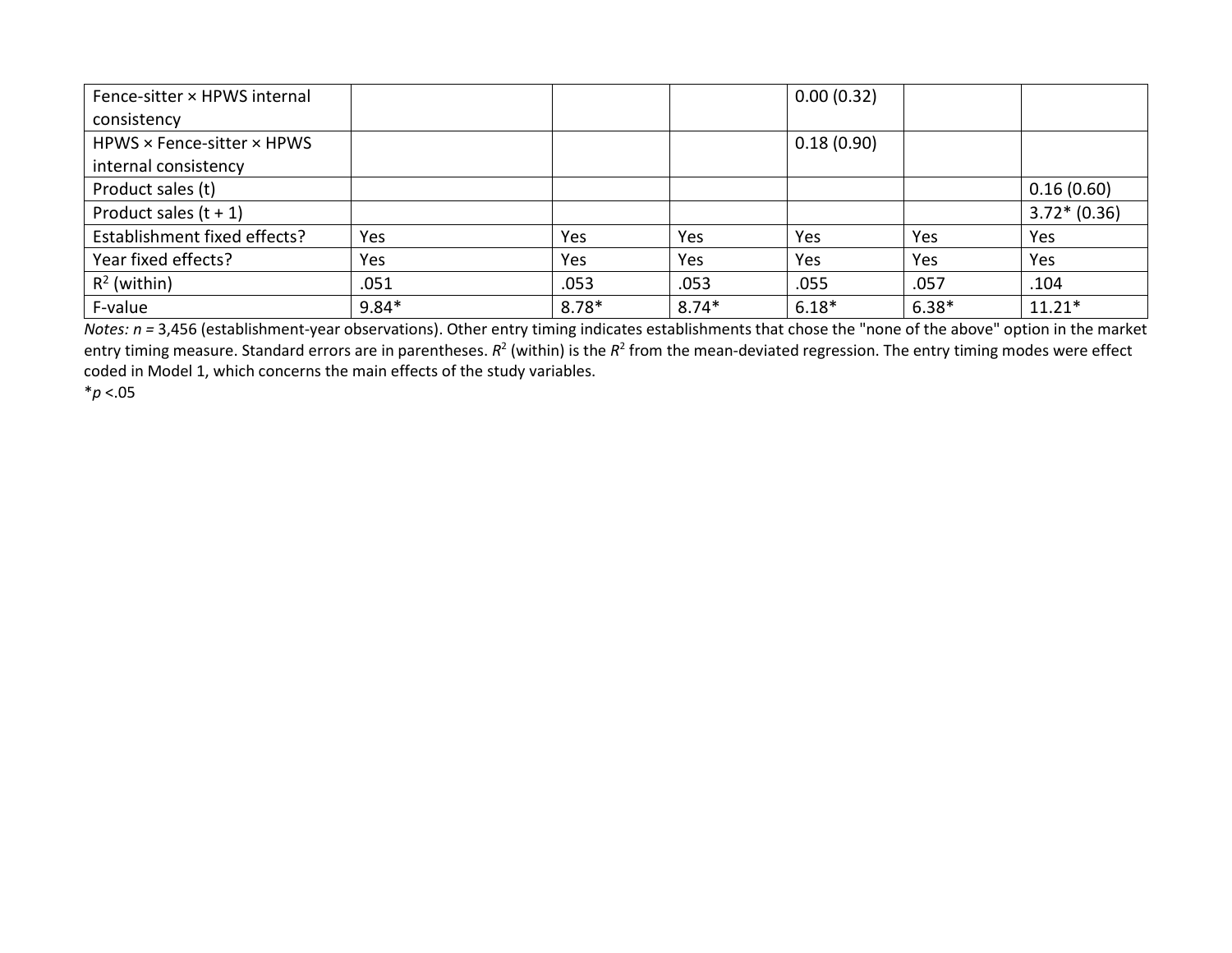| | | | | | | |
|---|---|---|---|---|---|---|
| Fence-sitter × HPWS internal consistency | | | | 0.00 (0.32) | | |
| HPWS × Fence-sitter × HPWS internal consistency | | | | 0.18 (0.90) | | |
| Product sales (t) | | | | | | 0.16 (0.60) |
| Product sales (t + 1) | | | | | | 3.72* (0.36) |
| Establishment fixed effects? | Yes | Yes | Yes | Yes | Yes | Yes |
| Year fixed effects? | Yes | Yes | Yes | Yes | Yes | Yes |
| $R^2$ (within) | .051 | .053 | .053 | .055 | .057 | .104 |
| F-value | 9.84* | 8.78* | 8.74* | 6.18* | 6.38* | 11.21* |

*Notes: n* = 3,456 (establishment-year observations). Other entry timing indicates establishments that chose the "none of the above" option in the market entry timing measure. Standard errors are in parentheses. $R^2$ (within) is the $R^2$ from the mean-deviated regression. The entry timing modes were effect coded in Model 1, which concerns the main effects of the study variables.

*$p < .05$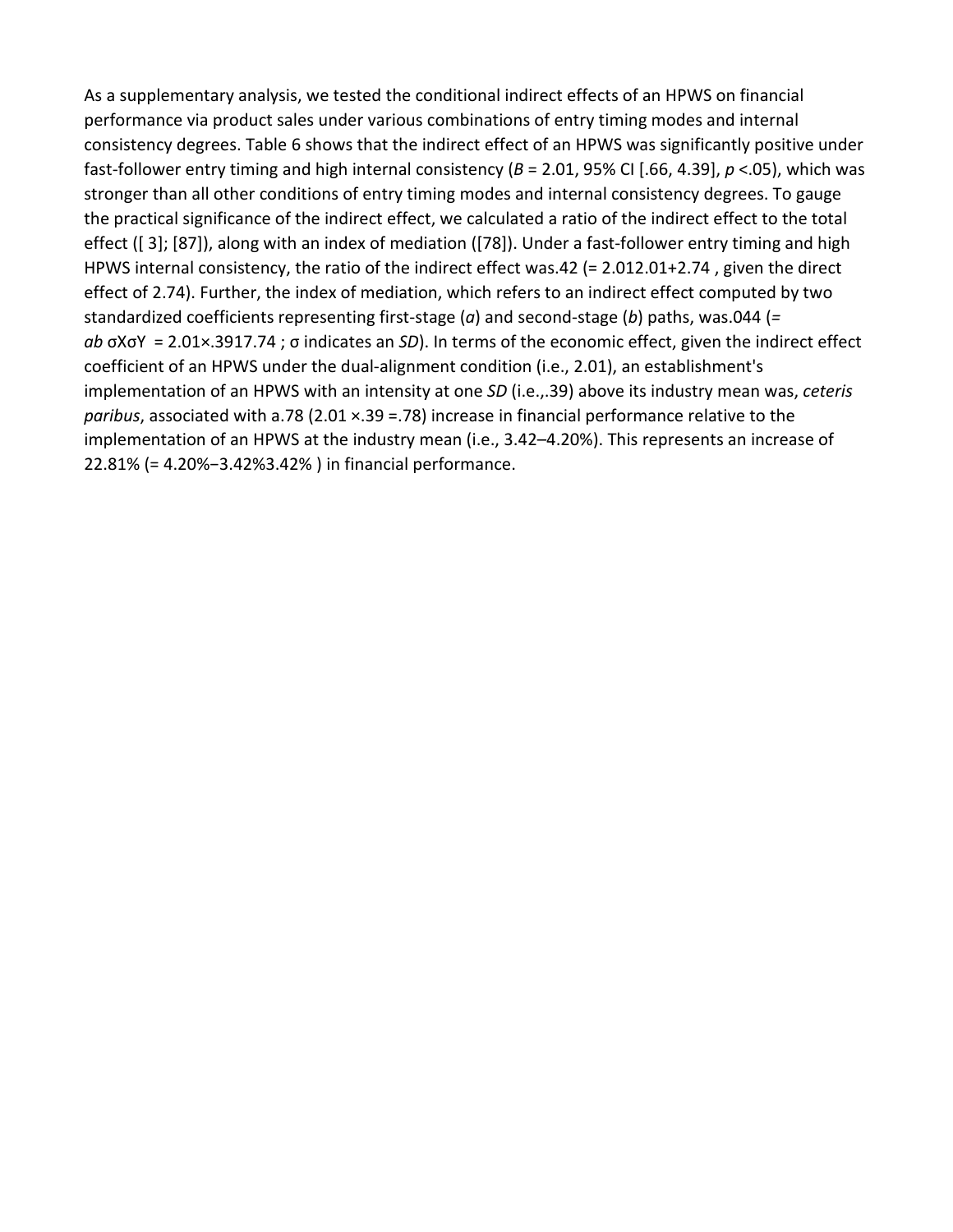As a supplementary analysis, we tested the conditional indirect effects of an HPWS on financial performance via product sales under various combinations of entry timing modes and internal consistency degrees. Table 6 shows that the indirect effect of an HPWS was significantly positive under fast-follower entry timing and high internal consistency ($B$ = 2.01, 95% CI [.66, 4.39], $p$ <.05), which was stronger than all other conditions of entry timing modes and internal consistency degrees. To gauge the practical significance of the indirect effect, we calculated a ratio of the indirect effect to the total effect ([ 3]; [87]), along with an index of mediation ([78]). Under a fast-follower entry timing and high HPWS internal consistency, the ratio of the indirect effect was.42 (= $\frac{2.01}{2.01+2.74}$ , given the direct effect of 2.74). Further, the index of mediation, which refers to an indirect effect computed by two standardized coefficients representing first-stage ($a$) and second-stage ($b$) paths, was.044 (= $ab\frac{\sigma X}{\sigma Y}$ = $\frac{2.01\times.39}{17.74}$ ; σ indicates an $SD$). In terms of the economic effect, given the indirect effect coefficient of an HPWS under the dual-alignment condition (i.e., 2.01), an establishment's implementation of an HPWS with an intensity at one $SD$ (i.e.,.39) above its industry mean was, *ceteris paribus*, associated with a.78 (2.01 ×.39 =.78) increase in financial performance relative to the implementation of an HPWS at the industry mean (i.e., 3.42–4.20%). This represents an increase of 22.81% (= $\frac{4.20\%-3.42\%}{3.42\%}$ ) in financial performance.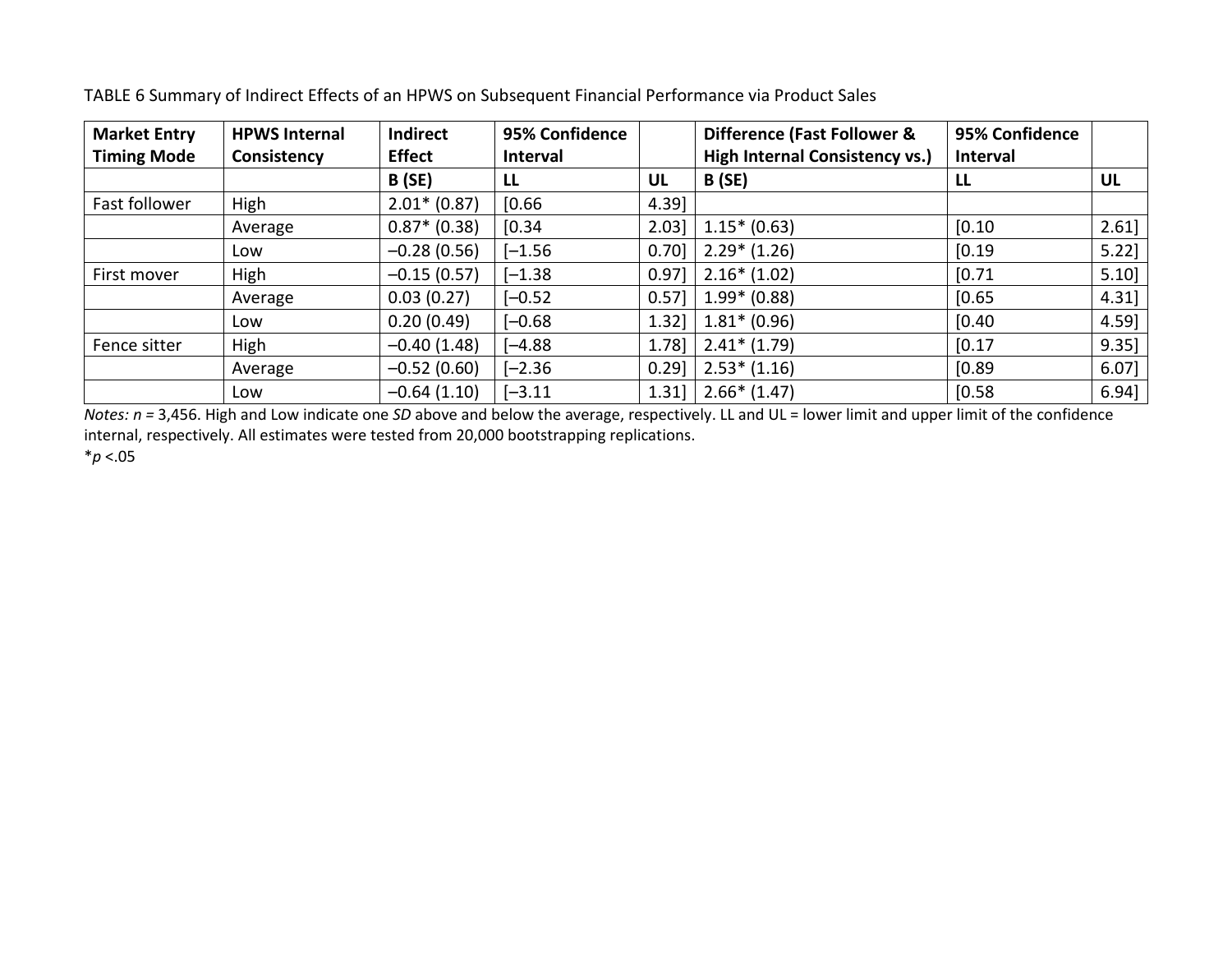TABLE 6 Summary of Indirect Effects of an HPWS on Subsequent Financial Performance via Product Sales

| Market Entry Timing Mode | HPWS Internal Consistency | Indirect Effect | 95% Confidence Interval | | Difference (Fast Follower & High Internal Consistency vs.) | 95% Confidence Interval | |
|---|---|---|---|---|---|---|---|
| | | B (SE) | LL | UL | B (SE) | LL | UL |
| Fast follower | High | 2.01* (0.87) | [0.66 | 4.39] | | | |
| | Average | 0.87* (0.38) | [0.34 | 2.03] | 1.15* (0.63) | [0.10 | 2.61] |
| | Low | –0.28 (0.56) | [–1.56 | 0.70] | 2.29* (1.26) | [0.19 | 5.22] |
| First mover | High | –0.15 (0.57) | [–1.38 | 0.97] | 2.16* (1.02) | [0.71 | 5.10] |
| | Average | 0.03 (0.27) | [–0.52 | 0.57] | 1.99* (0.88) | [0.65 | 4.31] |
| | Low | 0.20 (0.49) | [–0.68 | 1.32] | 1.81* (0.96) | [0.40 | 4.59] |
| Fence sitter | High | –0.40 (1.48) | [–4.88 | 1.78] | 2.41* (1.79) | [0.17 | 9.35] |
| | Average | –0.52 (0.60) | [–2.36 | 0.29] | 2.53* (1.16) | [0.89 | 6.07] |
| | Low | –0.64 (1.10) | [–3.11 | 1.31] | 2.66* (1.47) | [0.58 | 6.94] |

*Notes:* $n$ = 3,456. High and Low indicate one *SD* above and below the average, respectively. LL and UL = lower limit and upper limit of the confidence internal, respectively. All estimates were tested from 20,000 bootstrapping replications.

*$p < .05$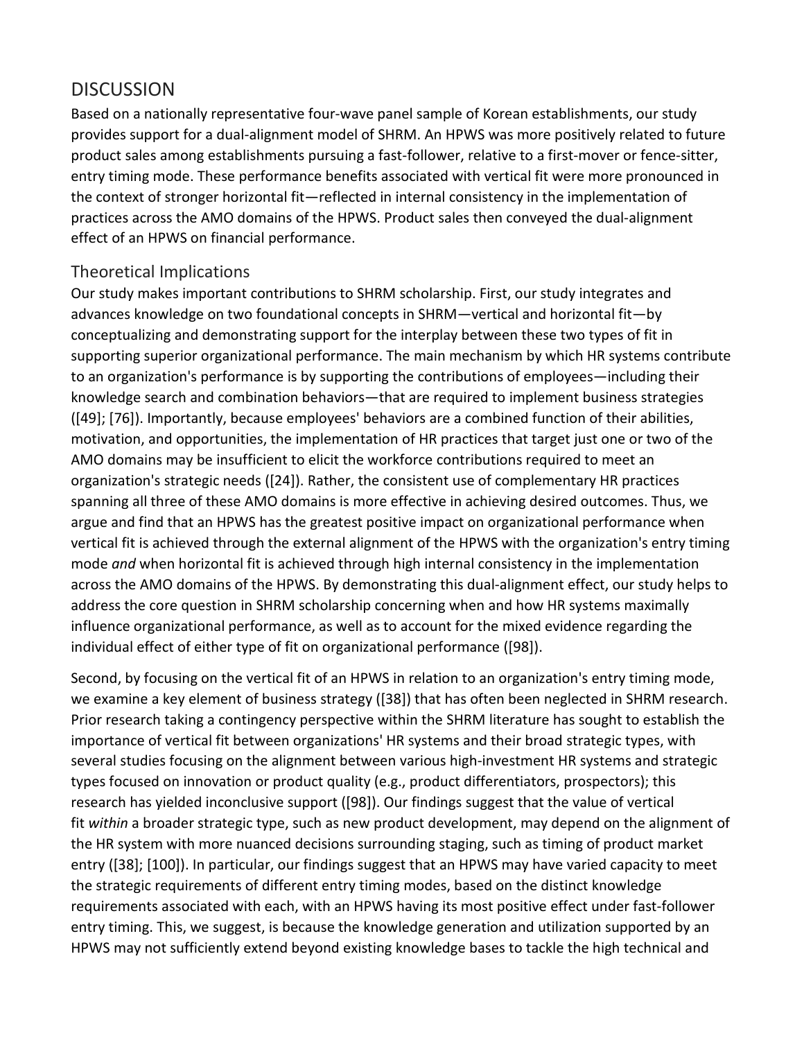# DISCUSSION

Based on a nationally representative four-wave panel sample of Korean establishments, our study provides support for a dual-alignment model of SHRM. An HPWS was more positively related to future product sales among establishments pursuing a fast-follower, relative to a first-mover or fence-sitter, entry timing mode. These performance benefits associated with vertical fit were more pronounced in the context of stronger horizontal fit—reflected in internal consistency in the implementation of practices across the AMO domains of the HPWS. Product sales then conveyed the dual-alignment effect of an HPWS on financial performance.

## Theoretical Implications

Our study makes important contributions to SHRM scholarship. First, our study integrates and advances knowledge on two foundational concepts in SHRM—vertical and horizontal fit—by conceptualizing and demonstrating support for the interplay between these two types of fit in supporting superior organizational performance. The main mechanism by which HR systems contribute to an organization's performance is by supporting the contributions of employees—including their knowledge search and combination behaviors—that are required to implement business strategies ([49]; [76]). Importantly, because employees' behaviors are a combined function of their abilities, motivation, and opportunities, the implementation of HR practices that target just one or two of the AMO domains may be insufficient to elicit the workforce contributions required to meet an organization's strategic needs ([24]). Rather, the consistent use of complementary HR practices spanning all three of these AMO domains is more effective in achieving desired outcomes. Thus, we argue and find that an HPWS has the greatest positive impact on organizational performance when vertical fit is achieved through the external alignment of the HPWS with the organization's entry timing mode *and* when horizontal fit is achieved through high internal consistency in the implementation across the AMO domains of the HPWS. By demonstrating this dual-alignment effect, our study helps to address the core question in SHRM scholarship concerning when and how HR systems maximally influence organizational performance, as well as to account for the mixed evidence regarding the individual effect of either type of fit on organizational performance ([98]).

Second, by focusing on the vertical fit of an HPWS in relation to an organization's entry timing mode, we examine a key element of business strategy ([38]) that has often been neglected in SHRM research. Prior research taking a contingency perspective within the SHRM literature has sought to establish the importance of vertical fit between organizations' HR systems and their broad strategic types, with several studies focusing on the alignment between various high-investment HR systems and strategic types focused on innovation or product quality (e.g., product differentiators, prospectors); this research has yielded inconclusive support ([98]). Our findings suggest that the value of vertical fit *within* a broader strategic type, such as new product development, may depend on the alignment of the HR system with more nuanced decisions surrounding staging, such as timing of product market entry ([38]; [100]). In particular, our findings suggest that an HPWS may have varied capacity to meet the strategic requirements of different entry timing modes, based on the distinct knowledge requirements associated with each, with an HPWS having its most positive effect under fast-follower entry timing. This, we suggest, is because the knowledge generation and utilization supported by an HPWS may not sufficiently extend beyond existing knowledge bases to tackle the high technical and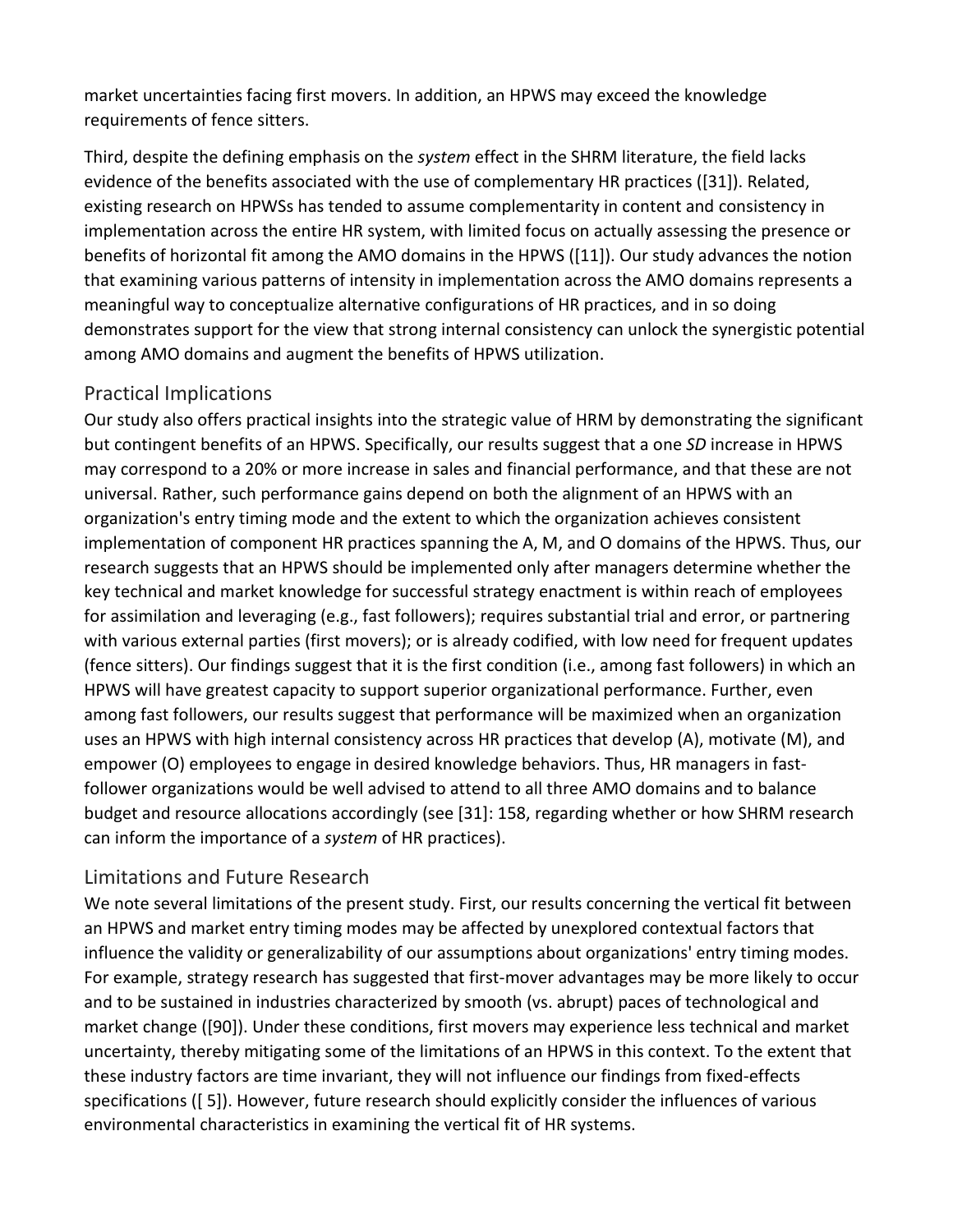market uncertainties facing first movers. In addition, an HPWS may exceed the knowledge requirements of fence sitters.

Third, despite the defining emphasis on the *system* effect in the SHRM literature, the field lacks evidence of the benefits associated with the use of complementary HR practices ([31]). Related, existing research on HPWSs has tended to assume complementarity in content and consistency in implementation across the entire HR system, with limited focus on actually assessing the presence or benefits of horizontal fit among the AMO domains in the HPWS ([11]). Our study advances the notion that examining various patterns of intensity in implementation across the AMO domains represents a meaningful way to conceptualize alternative configurations of HR practices, and in so doing demonstrates support for the view that strong internal consistency can unlock the synergistic potential among AMO domains and augment the benefits of HPWS utilization.

## Practical Implications

Our study also offers practical insights into the strategic value of HRM by demonstrating the significant but contingent benefits of an HPWS. Specifically, our results suggest that a one *SD* increase in HPWS may correspond to a 20% or more increase in sales and financial performance, and that these are not universal. Rather, such performance gains depend on both the alignment of an HPWS with an organization's entry timing mode and the extent to which the organization achieves consistent implementation of component HR practices spanning the A, M, and O domains of the HPWS. Thus, our research suggests that an HPWS should be implemented only after managers determine whether the key technical and market knowledge for successful strategy enactment is within reach of employees for assimilation and leveraging (e.g., fast followers); requires substantial trial and error, or partnering with various external parties (first movers); or is already codified, with low need for frequent updates (fence sitters). Our findings suggest that it is the first condition (i.e., among fast followers) in which an HPWS will have greatest capacity to support superior organizational performance. Further, even among fast followers, our results suggest that performance will be maximized when an organization uses an HPWS with high internal consistency across HR practices that develop (A), motivate (M), and empower (O) employees to engage in desired knowledge behaviors. Thus, HR managers in fast-follower organizations would be well advised to attend to all three AMO domains and to balance budget and resource allocations accordingly (see [31]: 158, regarding whether or how SHRM research can inform the importance of a *system* of HR practices).

## Limitations and Future Research

We note several limitations of the present study. First, our results concerning the vertical fit between an HPWS and market entry timing modes may be affected by unexplored contextual factors that influence the validity or generalizability of our assumptions about organizations' entry timing modes. For example, strategy research has suggested that first-mover advantages may be more likely to occur and to be sustained in industries characterized by smooth (vs. abrupt) paces of technological and market change ([90]). Under these conditions, first movers may experience less technical and market uncertainty, thereby mitigating some of the limitations of an HPWS in this context. To the extent that these industry factors are time invariant, they will not influence our findings from fixed-effects specifications ([ 5]). However, future research should explicitly consider the influences of various environmental characteristics in examining the vertical fit of HR systems.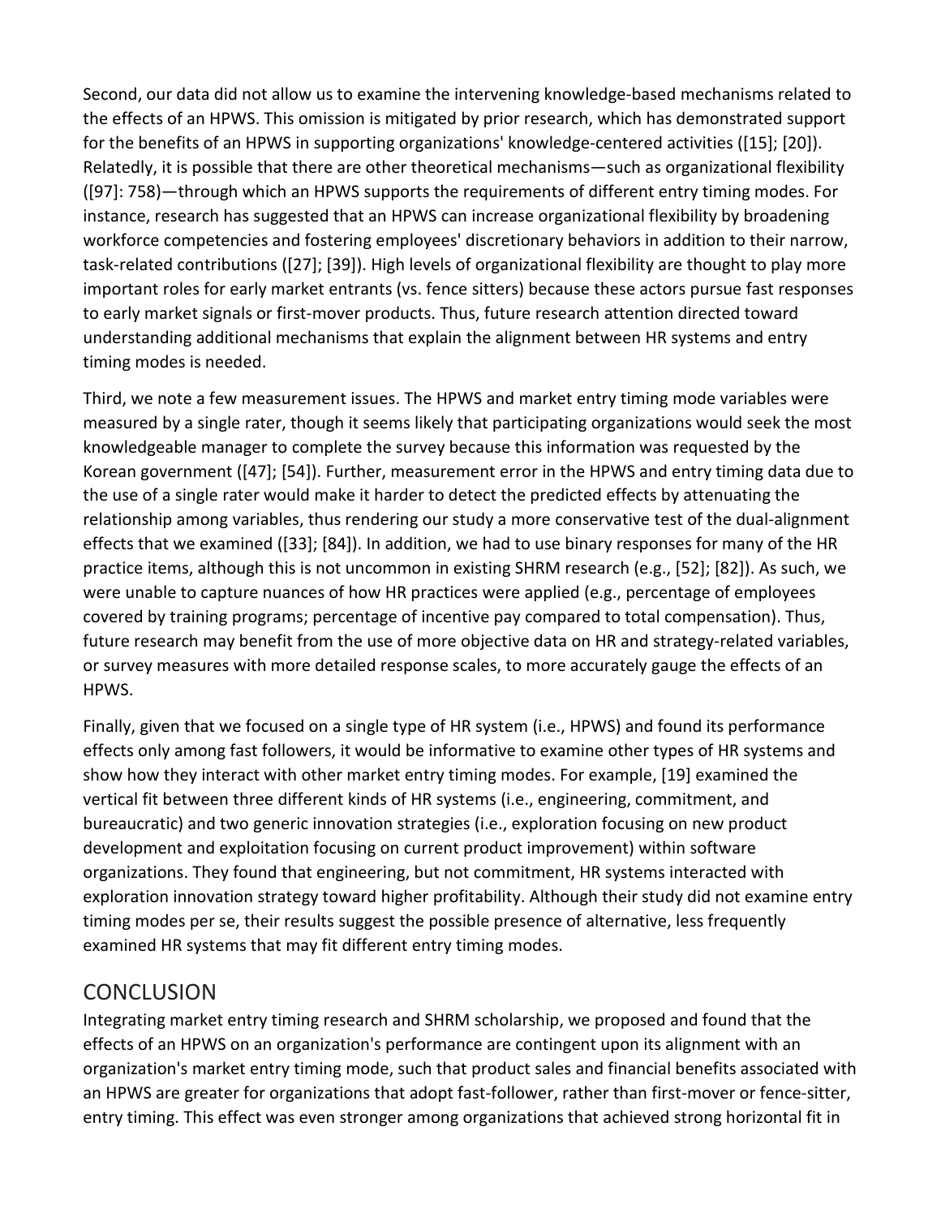Second, our data did not allow us to examine the intervening knowledge-based mechanisms related to the effects of an HPWS. This omission is mitigated by prior research, which has demonstrated support for the benefits of an HPWS in supporting organizations' knowledge-centered activities ([15]; [20]). Relatedly, it is possible that there are other theoretical mechanisms—such as organizational flexibility ([97]: 758)—through which an HPWS supports the requirements of different entry timing modes. For instance, research has suggested that an HPWS can increase organizational flexibility by broadening workforce competencies and fostering employees' discretionary behaviors in addition to their narrow, task-related contributions ([27]; [39]). High levels of organizational flexibility are thought to play more important roles for early market entrants (vs. fence sitters) because these actors pursue fast responses to early market signals or first-mover products. Thus, future research attention directed toward understanding additional mechanisms that explain the alignment between HR systems and entry timing modes is needed.

Third, we note a few measurement issues. The HPWS and market entry timing mode variables were measured by a single rater, though it seems likely that participating organizations would seek the most knowledgeable manager to complete the survey because this information was requested by the Korean government ([47]; [54]). Further, measurement error in the HPWS and entry timing data due to the use of a single rater would make it harder to detect the predicted effects by attenuating the relationship among variables, thus rendering our study a more conservative test of the dual-alignment effects that we examined ([33]; [84]). In addition, we had to use binary responses for many of the HR practice items, although this is not uncommon in existing SHRM research (e.g., [52]; [82]). As such, we were unable to capture nuances of how HR practices were applied (e.g., percentage of employees covered by training programs; percentage of incentive pay compared to total compensation). Thus, future research may benefit from the use of more objective data on HR and strategy-related variables, or survey measures with more detailed response scales, to more accurately gauge the effects of an HPWS.

Finally, given that we focused on a single type of HR system (i.e., HPWS) and found its performance effects only among fast followers, it would be informative to examine other types of HR systems and show how they interact with other market entry timing modes. For example, [19] examined the vertical fit between three different kinds of HR systems (i.e., engineering, commitment, and bureaucratic) and two generic innovation strategies (i.e., exploration focusing on new product development and exploitation focusing on current product improvement) within software organizations. They found that engineering, but not commitment, HR systems interacted with exploration innovation strategy toward higher profitability. Although their study did not examine entry timing modes per se, their results suggest the possible presence of alternative, less frequently examined HR systems that may fit different entry timing modes.

## CONCLUSION

Integrating market entry timing research and SHRM scholarship, we proposed and found that the effects of an HPWS on an organization's performance are contingent upon its alignment with an organization's market entry timing mode, such that product sales and financial benefits associated with an HPWS are greater for organizations that adopt fast-follower, rather than first-mover or fence-sitter, entry timing. This effect was even stronger among organizations that achieved strong horizontal fit in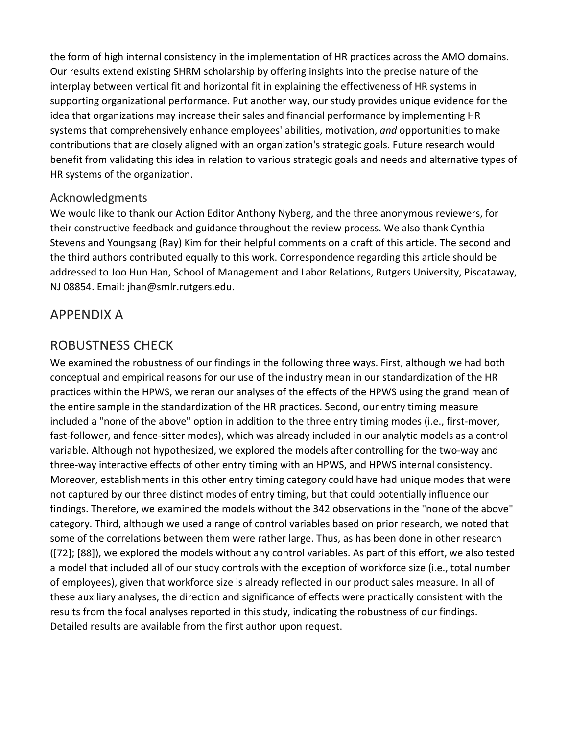the form of high internal consistency in the implementation of HR practices across the AMO domains. Our results extend existing SHRM scholarship by offering insights into the precise nature of the interplay between vertical fit and horizontal fit in explaining the effectiveness of HR systems in supporting organizational performance. Put another way, our study provides unique evidence for the idea that organizations may increase their sales and financial performance by implementing HR systems that comprehensively enhance employees' abilities, motivation, *and* opportunities to make contributions that are closely aligned with an organization's strategic goals. Future research would benefit from validating this idea in relation to various strategic goals and needs and alternative types of HR systems of the organization.

### Acknowledgments

We would like to thank our Action Editor Anthony Nyberg, and the three anonymous reviewers, for their constructive feedback and guidance throughout the review process. We also thank Cynthia Stevens and Youngsang (Ray) Kim for their helpful comments on a draft of this article. The second and the third authors contributed equally to this work. Correspondence regarding this article should be addressed to Joo Hun Han, School of Management and Labor Relations, Rutgers University, Piscataway, NJ 08854. Email: jhan@smlr.rutgers.edu.

## APPENDIX A

## ROBUSTNESS CHECK

We examined the robustness of our findings in the following three ways. First, although we had both conceptual and empirical reasons for our use of the industry mean in our standardization of the HR practices within the HPWS, we reran our analyses of the effects of the HPWS using the grand mean of the entire sample in the standardization of the HR practices. Second, our entry timing measure included a "none of the above" option in addition to the three entry timing modes (i.e., first-mover, fast-follower, and fence-sitter modes), which was already included in our analytic models as a control variable. Although not hypothesized, we explored the models after controlling for the two-way and three-way interactive effects of other entry timing with an HPWS, and HPWS internal consistency. Moreover, establishments in this other entry timing category could have had unique modes that were not captured by our three distinct modes of entry timing, but that could potentially influence our findings. Therefore, we examined the models without the 342 observations in the "none of the above" category. Third, although we used a range of control variables based on prior research, we noted that some of the correlations between them were rather large. Thus, as has been done in other research ([72]; [88]), we explored the models without any control variables. As part of this effort, we also tested a model that included all of our study controls with the exception of workforce size (i.e., total number of employees), given that workforce size is already reflected in our product sales measure. In all of these auxiliary analyses, the direction and significance of effects were practically consistent with the results from the focal analyses reported in this study, indicating the robustness of our findings. Detailed results are available from the first author upon request.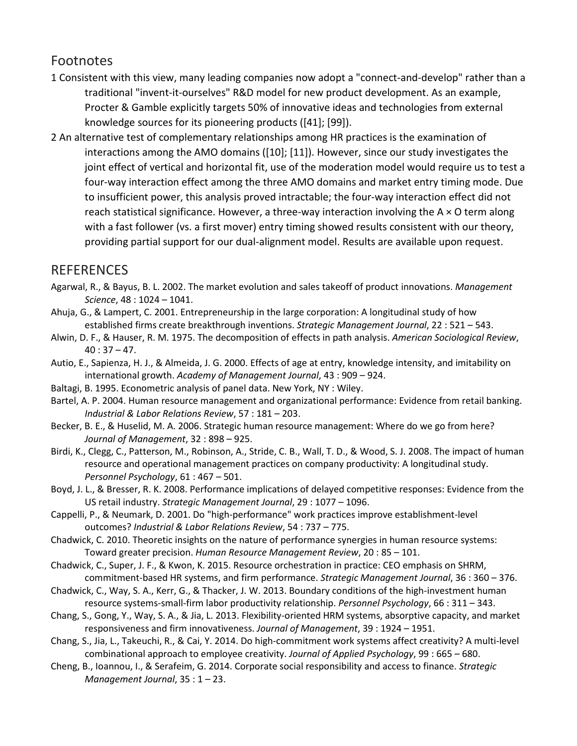## Footnotes

1 Consistent with this view, many leading companies now adopt a "connect-and-develop" rather than a traditional "invent-it-ourselves" R&D model for new product development. As an example, Procter & Gamble explicitly targets 50% of innovative ideas and technologies from external knowledge sources for its pioneering products ([41]; [99]).

2 An alternative test of complementary relationships among HR practices is the examination of interactions among the AMO domains ([10]; [11]). However, since our study investigates the joint effect of vertical and horizontal fit, use of the moderation model would require us to test a four-way interaction effect among the three AMO domains and market entry timing mode. Due to insufficient power, this analysis proved intractable; the four-way interaction effect did not reach statistical significance. However, a three-way interaction involving the A × O term along with a fast follower (vs. a first mover) entry timing showed results consistent with our theory, providing partial support for our dual-alignment model. Results are available upon request.

## REFERENCES

Agarwal, R., & Bayus, B. L. 2002. The market evolution and sales takeoff of product innovations. *Management Science*, 48 : 1024 – 1041.

Ahuja, G., & Lampert, C. 2001. Entrepreneurship in the large corporation: A longitudinal study of how established firms create breakthrough inventions. *Strategic Management Journal*, 22 : 521 – 543.

Alwin, D. F., & Hauser, R. M. 1975. The decomposition of effects in path analysis. *American Sociological Review*, 40 : 37 – 47.

Autio, E., Sapienza, H. J., & Almeida, J. G. 2000. Effects of age at entry, knowledge intensity, and imitability on international growth. *Academy of Management Journal*, 43 : 909 – 924.

Baltagi, B. 1995. Econometric analysis of panel data. New York, NY : Wiley.

Bartel, A. P. 2004. Human resource management and organizational performance: Evidence from retail banking. *Industrial & Labor Relations Review*, 57 : 181 – 203.

Becker, B. E., & Huselid, M. A. 2006. Strategic human resource management: Where do we go from here? *Journal of Management*, 32 : 898 – 925.

Birdi, K., Clegg, C., Patterson, M., Robinson, A., Stride, C. B., Wall, T. D., & Wood, S. J. 2008. The impact of human resource and operational management practices on company productivity: A longitudinal study. *Personnel Psychology*, 61 : 467 – 501.

Boyd, J. L., & Bresser, R. K. 2008. Performance implications of delayed competitive responses: Evidence from the US retail industry. *Strategic Management Journal*, 29 : 1077 – 1096.

Cappelli, P., & Neumark, D. 2001. Do "high-performance" work practices improve establishment-level outcomes? *Industrial & Labor Relations Review*, 54 : 737 – 775.

Chadwick, C. 2010. Theoretic insights on the nature of performance synergies in human resource systems: Toward greater precision. *Human Resource Management Review*, 20 : 85 – 101.

Chadwick, C., Super, J. F., & Kwon, K. 2015. Resource orchestration in practice: CEO emphasis on SHRM, commitment-based HR systems, and firm performance. *Strategic Management Journal*, 36 : 360 – 376.

Chadwick, C., Way, S. A., Kerr, G., & Thacker, J. W. 2013. Boundary conditions of the high-investment human resource systems-small-firm labor productivity relationship. *Personnel Psychology*, 66 : 311 – 343.

Chang, S., Gong, Y., Way, S. A., & Jia, L. 2013. Flexibility-oriented HRM systems, absorptive capacity, and market responsiveness and firm innovativeness. *Journal of Management*, 39 : 1924 – 1951.

Chang, S., Jia, L., Takeuchi, R., & Cai, Y. 2014. Do high-commitment work systems affect creativity? A multi-level combinational approach to employee creativity. *Journal of Applied Psychology*, 99 : 665 – 680.

Cheng, B., Ioannou, I., & Serafeim, G. 2014. Corporate social responsibility and access to finance. *Strategic Management Journal*, 35 : 1 – 23.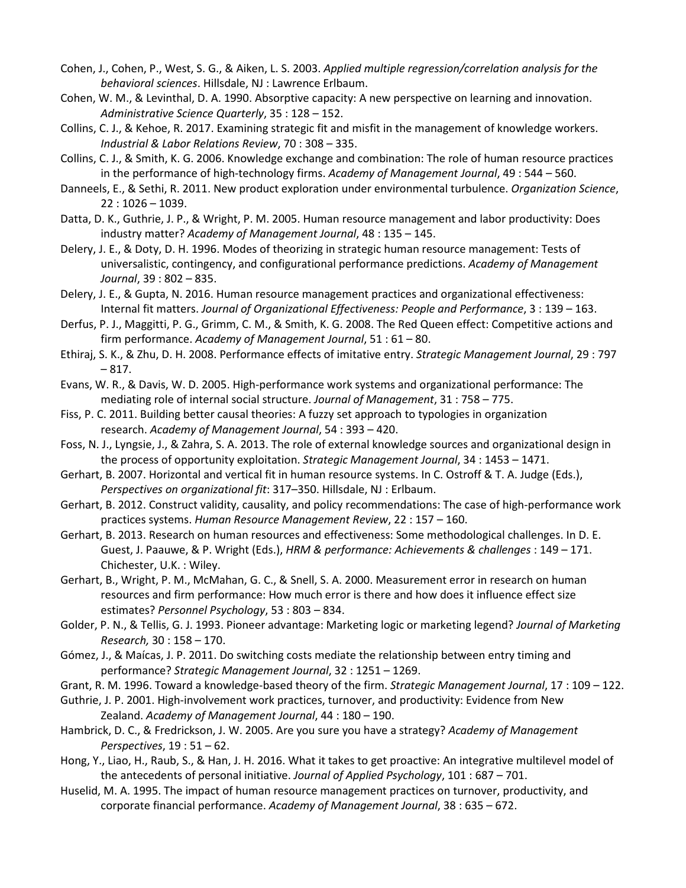Cohen, J., Cohen, P., West, S. G., & Aiken, L. S. 2003. *Applied multiple regression/correlation analysis for the behavioral sciences*. Hillsdale, NJ : Lawrence Erlbaum.

Cohen, W. M., & Levinthal, D. A. 1990. Absorptive capacity: A new perspective on learning and innovation. *Administrative Science Quarterly*, 35 : 128 – 152.

Collins, C. J., & Kehoe, R. 2017. Examining strategic fit and misfit in the management of knowledge workers. *Industrial & Labor Relations Review*, 70 : 308 – 335.

Collins, C. J., & Smith, K. G. 2006. Knowledge exchange and combination: The role of human resource practices in the performance of high-technology firms. *Academy of Management Journal*, 49 : 544 – 560.

Danneels, E., & Sethi, R. 2011. New product exploration under environmental turbulence. *Organization Science*, 22 : 1026 – 1039.

Datta, D. K., Guthrie, J. P., & Wright, P. M. 2005. Human resource management and labor productivity: Does industry matter? *Academy of Management Journal*, 48 : 135 – 145.

Delery, J. E., & Doty, D. H. 1996. Modes of theorizing in strategic human resource management: Tests of universalistic, contingency, and configurational performance predictions. *Academy of Management Journal*, 39 : 802 – 835.

Delery, J. E., & Gupta, N. 2016. Human resource management practices and organizational effectiveness: Internal fit matters. *Journal of Organizational Effectiveness: People and Performance*, 3 : 139 – 163.

Derfus, P. J., Maggitti, P. G., Grimm, C. M., & Smith, K. G. 2008. The Red Queen effect: Competitive actions and firm performance. *Academy of Management Journal*, 51 : 61 – 80.

Ethiraj, S. K., & Zhu, D. H. 2008. Performance effects of imitative entry. *Strategic Management Journal*, 29 : 797 – 817.

Evans, W. R., & Davis, W. D. 2005. High-performance work systems and organizational performance: The mediating role of internal social structure. *Journal of Management*, 31 : 758 – 775.

Fiss, P. C. 2011. Building better causal theories: A fuzzy set approach to typologies in organization research. *Academy of Management Journal*, 54 : 393 – 420.

Foss, N. J., Lyngsie, J., & Zahra, S. A. 2013. The role of external knowledge sources and organizational design in the process of opportunity exploitation. *Strategic Management Journal*, 34 : 1453 – 1471.

Gerhart, B. 2007. Horizontal and vertical fit in human resource systems. In C. Ostroff & T. A. Judge (Eds.), *Perspectives on organizational fit*: 317–350. Hillsdale, NJ : Erlbaum.

Gerhart, B. 2012. Construct validity, causality, and policy recommendations: The case of high-performance work practices systems. *Human Resource Management Review*, 22 : 157 – 160.

Gerhart, B. 2013. Research on human resources and effectiveness: Some methodological challenges. In D. E. Guest, J. Paauwe, & P. Wright (Eds.), *HRM & performance: Achievements & challenges* : 149 – 171. Chichester, U.K. : Wiley.

Gerhart, B., Wright, P. M., McMahan, G. C., & Snell, S. A. 2000. Measurement error in research on human resources and firm performance: How much error is there and how does it influence effect size estimates? *Personnel Psychology*, 53 : 803 – 834.

Golder, P. N., & Tellis, G. J. 1993. Pioneer advantage: Marketing logic or marketing legend? *Journal of Marketing Research,* 30 : 158 – 170.

Gómez, J., & Maícas, J. P. 2011. Do switching costs mediate the relationship between entry timing and performance? *Strategic Management Journal*, 32 : 1251 – 1269.

Grant, R. M. 1996. Toward a knowledge-based theory of the firm. *Strategic Management Journal*, 17 : 109 – 122.

Guthrie, J. P. 2001. High-involvement work practices, turnover, and productivity: Evidence from New Zealand. *Academy of Management Journal*, 44 : 180 – 190.

Hambrick, D. C., & Fredrickson, J. W. 2005. Are you sure you have a strategy? *Academy of Management Perspectives*, 19 : 51 – 62.

Hong, Y., Liao, H., Raub, S., & Han, J. H. 2016. What it takes to get proactive: An integrative multilevel model of the antecedents of personal initiative. *Journal of Applied Psychology*, 101 : 687 – 701.

Huselid, M. A. 1995. The impact of human resource management practices on turnover, productivity, and corporate financial performance. *Academy of Management Journal*, 38 : 635 – 672.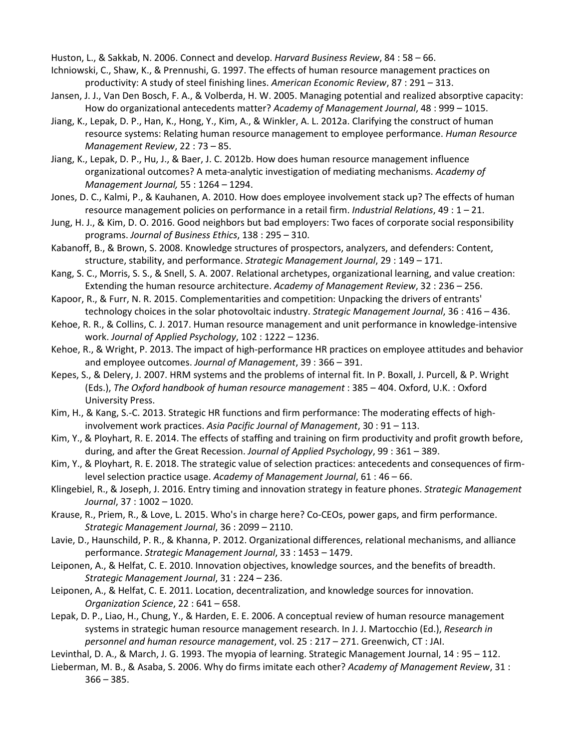Huston, L., & Sakkab, N. 2006. Connect and develop. *Harvard Business Review*, 84 : 58 – 66.

Ichniowski, C., Shaw, K., & Prennushi, G. 1997. The effects of human resource management practices on productivity: A study of steel finishing lines. *American Economic Review*, 87 : 291 – 313.

Jansen, J. J., Van Den Bosch, F. A., & Volberda, H. W. 2005. Managing potential and realized absorptive capacity: How do organizational antecedents matter? *Academy of Management Journal*, 48 : 999 – 1015.

Jiang, K., Lepak, D. P., Han, K., Hong, Y., Kim, A., & Winkler, A. L. 2012a. Clarifying the construct of human resource systems: Relating human resource management to employee performance. *Human Resource Management Review*, 22 : 73 – 85.

Jiang, K., Lepak, D. P., Hu, J., & Baer, J. C. 2012b. How does human resource management influence organizational outcomes? A meta-analytic investigation of mediating mechanisms. *Academy of Management Journal,* 55 : 1264 – 1294.

Jones, D. C., Kalmi, P., & Kauhanen, A. 2010. How does employee involvement stack up? The effects of human resource management policies on performance in a retail firm. *Industrial Relations*, 49 : 1 – 21.

Jung, H. J., & Kim, D. O. 2016. Good neighbors but bad employers: Two faces of corporate social responsibility programs. *Journal of Business Ethics*, 138 : 295 – 310.

Kabanoff, B., & Brown, S. 2008. Knowledge structures of prospectors, analyzers, and defenders: Content, structure, stability, and performance. *Strategic Management Journal*, 29 : 149 – 171.

Kang, S. C., Morris, S. S., & Snell, S. A. 2007. Relational archetypes, organizational learning, and value creation: Extending the human resource architecture. *Academy of Management Review*, 32 : 236 – 256.

Kapoor, R., & Furr, N. R. 2015. Complementarities and competition: Unpacking the drivers of entrants' technology choices in the solar photovoltaic industry. *Strategic Management Journal*, 36 : 416 – 436.

Kehoe, R. R., & Collins, C. J. 2017. Human resource management and unit performance in knowledge-intensive work. *Journal of Applied Psychology*, 102 : 1222 – 1236.

Kehoe, R., & Wright, P. 2013. The impact of high-performance HR practices on employee attitudes and behavior and employee outcomes. *Journal of Management*, 39 : 366 – 391.

Kepes, S., & Delery, J. 2007. HRM systems and the problems of internal fit. In P. Boxall, J. Purcell, & P. Wright (Eds.), *The Oxford handbook of human resource management* : 385 – 404. Oxford, U.K. : Oxford University Press.

Kim, H., & Kang, S.-C. 2013. Strategic HR functions and firm performance: The moderating effects of high-involvement work practices. *Asia Pacific Journal of Management*, 30 : 91 – 113.

Kim, Y., & Ployhart, R. E. 2014. The effects of staffing and training on firm productivity and profit growth before, during, and after the Great Recession. *Journal of Applied Psychology*, 99 : 361 – 389.

Kim, Y., & Ployhart, R. E. 2018. The strategic value of selection practices: antecedents and consequences of firm-level selection practice usage. *Academy of Management Journal*, 61 : 46 – 66.

Klingebiel, R., & Joseph, J. 2016. Entry timing and innovation strategy in feature phones. *Strategic Management Journal*, 37 : 1002 – 1020.

Krause, R., Priem, R., & Love, L. 2015. Who's in charge here? Co-CEOs, power gaps, and firm performance. *Strategic Management Journal*, 36 : 2099 – 2110.

Lavie, D., Haunschild, P. R., & Khanna, P. 2012. Organizational differences, relational mechanisms, and alliance performance. *Strategic Management Journal*, 33 : 1453 – 1479.

Leiponen, A., & Helfat, C. E. 2010. Innovation objectives, knowledge sources, and the benefits of breadth. *Strategic Management Journal*, 31 : 224 – 236.

Leiponen, A., & Helfat, C. E. 2011. Location, decentralization, and knowledge sources for innovation. *Organization Science*, 22 : 641 – 658.

Lepak, D. P., Liao, H., Chung, Y., & Harden, E. E. 2006. A conceptual review of human resource management systems in strategic human resource management research. In J. J. Martocchio (Ed.), *Research in personnel and human resource management*, vol. 25 : 217 – 271. Greenwich, CT : JAI.

Levinthal, D. A., & March, J. G. 1993. The myopia of learning. Strategic Management Journal, 14 : 95 – 112.

Lieberman, M. B., & Asaba, S. 2006. Why do firms imitate each other? *Academy of Management Review*, 31 : 366 – 385.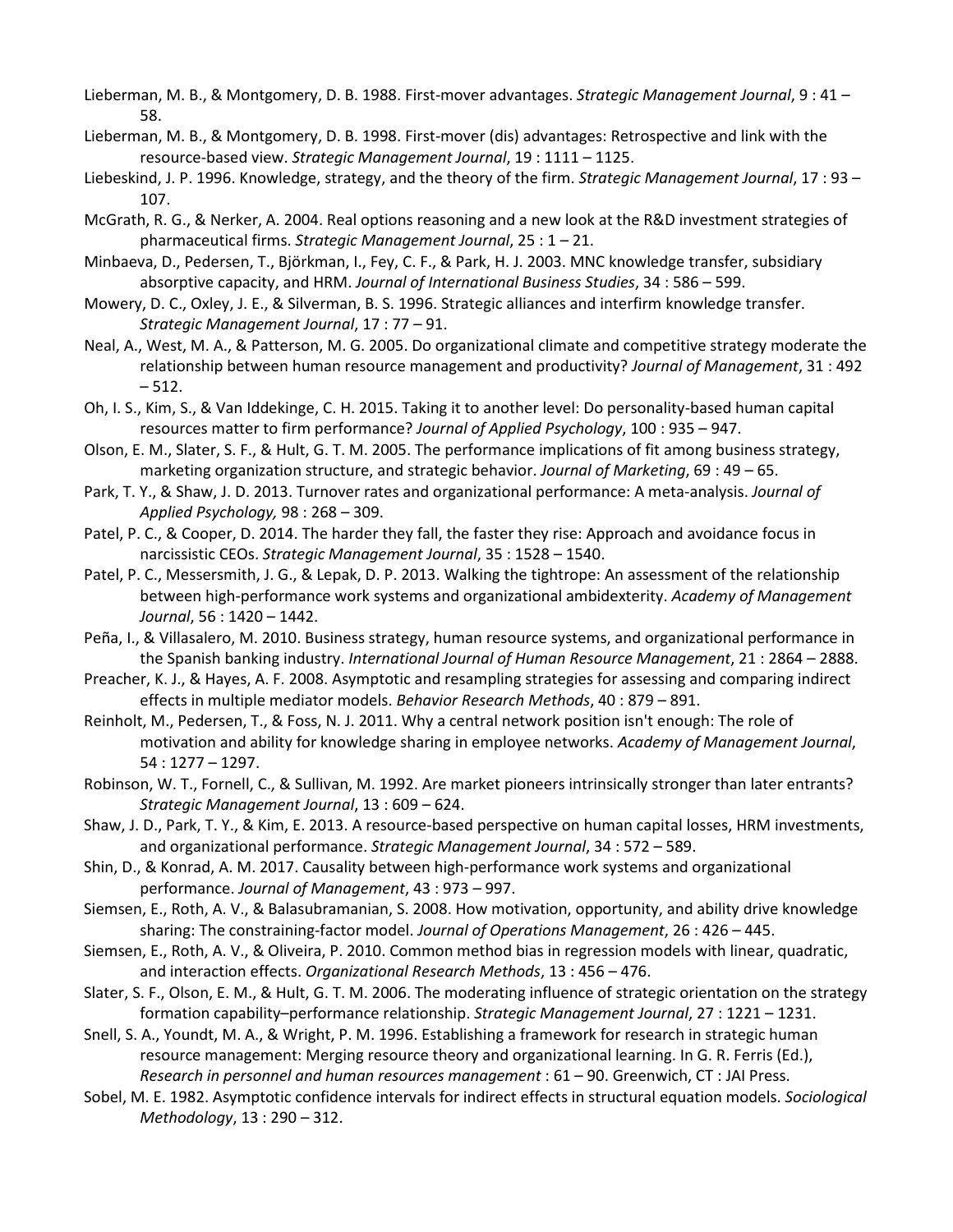Lieberman, M. B., & Montgomery, D. B. 1988. First-mover advantages. *Strategic Management Journal*, 9 : 41 – 58.

Lieberman, M. B., & Montgomery, D. B. 1998. First-mover (dis) advantages: Retrospective and link with the resource-based view. *Strategic Management Journal*, 19 : 1111 – 1125.

Liebeskind, J. P. 1996. Knowledge, strategy, and the theory of the firm. *Strategic Management Journal*, 17 : 93 – 107.

McGrath, R. G., & Nerker, A. 2004. Real options reasoning and a new look at the R&D investment strategies of pharmaceutical firms. *Strategic Management Journal*, 25 : 1 – 21.

Minbaeva, D., Pedersen, T., Björkman, I., Fey, C. F., & Park, H. J. 2003. MNC knowledge transfer, subsidiary absorptive capacity, and HRM. *Journal of International Business Studies*, 34 : 586 – 599.

Mowery, D. C., Oxley, J. E., & Silverman, B. S. 1996. Strategic alliances and interfirm knowledge transfer. *Strategic Management Journal*, 17 : 77 – 91.

Neal, A., West, M. A., & Patterson, M. G. 2005. Do organizational climate and competitive strategy moderate the relationship between human resource management and productivity? *Journal of Management*, 31 : 492 – 512.

Oh, I. S., Kim, S., & Van Iddekinge, C. H. 2015. Taking it to another level: Do personality-based human capital resources matter to firm performance? *Journal of Applied Psychology*, 100 : 935 – 947.

Olson, E. M., Slater, S. F., & Hult, G. T. M. 2005. The performance implications of fit among business strategy, marketing organization structure, and strategic behavior. *Journal of Marketing*, 69 : 49 – 65.

Park, T. Y., & Shaw, J. D. 2013. Turnover rates and organizational performance: A meta-analysis. *Journal of Applied Psychology,* 98 : 268 – 309.

Patel, P. C., & Cooper, D. 2014. The harder they fall, the faster they rise: Approach and avoidance focus in narcissistic CEOs. *Strategic Management Journal*, 35 : 1528 – 1540.

Patel, P. C., Messersmith, J. G., & Lepak, D. P. 2013. Walking the tightrope: An assessment of the relationship between high-performance work systems and organizational ambidexterity. *Academy of Management Journal*, 56 : 1420 – 1442.

Peña, I., & Villasalero, M. 2010. Business strategy, human resource systems, and organizational performance in the Spanish banking industry. *International Journal of Human Resource Management*, 21 : 2864 – 2888.

Preacher, K. J., & Hayes, A. F. 2008. Asymptotic and resampling strategies for assessing and comparing indirect effects in multiple mediator models. *Behavior Research Methods*, 40 : 879 – 891.

Reinholt, M., Pedersen, T., & Foss, N. J. 2011. Why a central network position isn't enough: The role of motivation and ability for knowledge sharing in employee networks. *Academy of Management Journal*, 54 : 1277 – 1297.

Robinson, W. T., Fornell, C., & Sullivan, M. 1992. Are market pioneers intrinsically stronger than later entrants? *Strategic Management Journal*, 13 : 609 – 624.

Shaw, J. D., Park, T. Y., & Kim, E. 2013. A resource-based perspective on human capital losses, HRM investments, and organizational performance. *Strategic Management Journal*, 34 : 572 – 589.

Shin, D., & Konrad, A. M. 2017. Causality between high-performance work systems and organizational performance. *Journal of Management*, 43 : 973 – 997.

Siemsen, E., Roth, A. V., & Balasubramanian, S. 2008. How motivation, opportunity, and ability drive knowledge sharing: The constraining-factor model. *Journal of Operations Management*, 26 : 426 – 445.

Siemsen, E., Roth, A. V., & Oliveira, P. 2010. Common method bias in regression models with linear, quadratic, and interaction effects. *Organizational Research Methods*, 13 : 456 – 476.

Slater, S. F., Olson, E. M., & Hult, G. T. M. 2006. The moderating influence of strategic orientation on the strategy formation capability–performance relationship. *Strategic Management Journal*, 27 : 1221 – 1231.

Snell, S. A., Youndt, M. A., & Wright, P. M. 1996. Establishing a framework for research in strategic human resource management: Merging resource theory and organizational learning. In G. R. Ferris (Ed.), *Research in personnel and human resources management* : 61 – 90. Greenwich, CT : JAI Press.

Sobel, M. E. 1982. Asymptotic confidence intervals for indirect effects in structural equation models. *Sociological Methodology*, 13 : 290 – 312.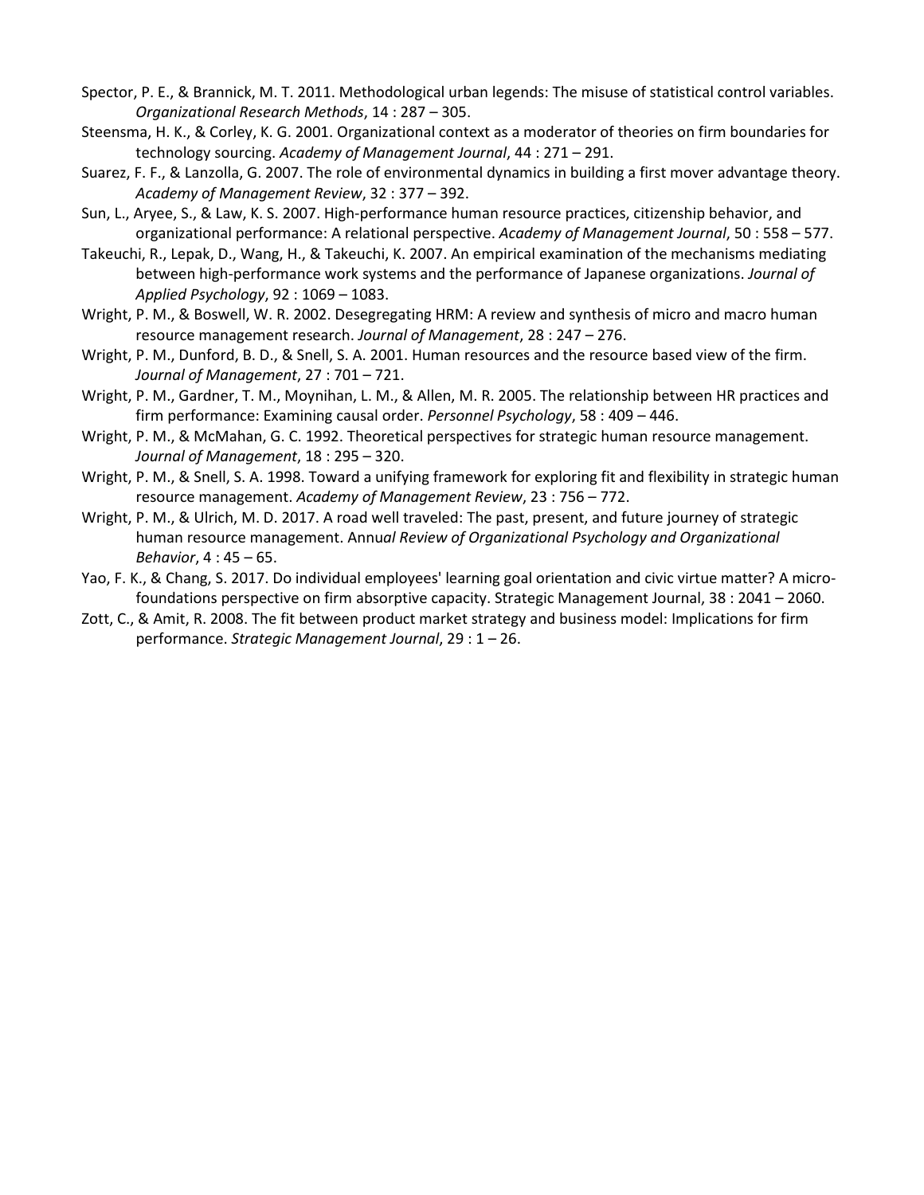Spector, P. E., & Brannick, M. T. 2011. Methodological urban legends: The misuse of statistical control variables. *Organizational Research Methods*, 14 : 287 – 305.

Steensma, H. K., & Corley, K. G. 2001. Organizational context as a moderator of theories on firm boundaries for technology sourcing. *Academy of Management Journal*, 44 : 271 – 291.

Suarez, F. F., & Lanzolla, G. 2007. The role of environmental dynamics in building a first mover advantage theory. *Academy of Management Review*, 32 : 377 – 392.

Sun, L., Aryee, S., & Law, K. S. 2007. High-performance human resource practices, citizenship behavior, and organizational performance: A relational perspective. *Academy of Management Journal*, 50 : 558 – 577.

Takeuchi, R., Lepak, D., Wang, H., & Takeuchi, K. 2007. An empirical examination of the mechanisms mediating between high-performance work systems and the performance of Japanese organizations. *Journal of Applied Psychology*, 92 : 1069 – 1083.

Wright, P. M., & Boswell, W. R. 2002. Desegregating HRM: A review and synthesis of micro and macro human resource management research. *Journal of Management*, 28 : 247 – 276.

Wright, P. M., Dunford, B. D., & Snell, S. A. 2001. Human resources and the resource based view of the firm. *Journal of Management*, 27 : 701 – 721.

Wright, P. M., Gardner, T. M., Moynihan, L. M., & Allen, M. R. 2005. The relationship between HR practices and firm performance: Examining causal order. *Personnel Psychology*, 58 : 409 – 446.

Wright, P. M., & McMahan, G. C. 1992. Theoretical perspectives for strategic human resource management. *Journal of Management*, 18 : 295 – 320.

Wright, P. M., & Snell, S. A. 1998. Toward a unifying framework for exploring fit and flexibility in strategic human resource management. *Academy of Management Review*, 23 : 756 – 772.

Wright, P. M., & Ulrich, M. D. 2017. A road well traveled: The past, present, and future journey of strategic human resource management. Annu*al Review of Organizational Psychology and Organizational Behavior*, 4 : 45 – 65.

Yao, F. K., & Chang, S. 2017. Do individual employees' learning goal orientation and civic virtue matter? A micro-foundations perspective on firm absorptive capacity. Strategic Management Journal, 38 : 2041 – 2060.

Zott, C., & Amit, R. 2008. The fit between product market strategy and business model: Implications for firm performance. *Strategic Management Journal*, 29 : 1 – 26.